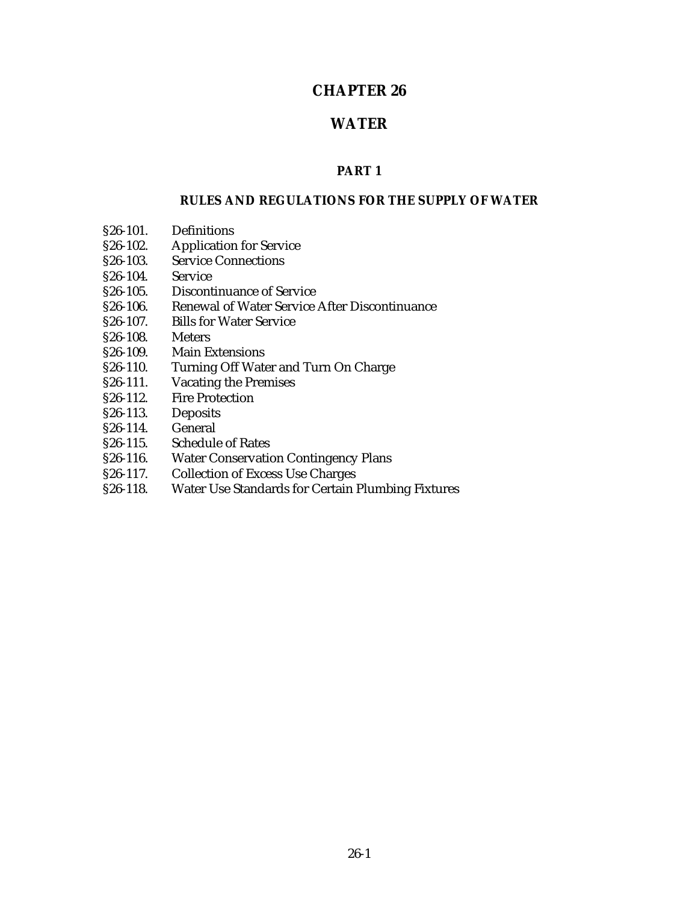# CHAPTER 26

# WATER

## PART 1

### RULES AND REGULATIONS FOR THE SUPPLY OF WATER

§26-101. Definitions
§26-102. Application for Service
§26-103. Service Connections
§26-104. Service
§26-105. Discontinuance of Service
§26-106. Renewal of Water Service After Discontinuance
§26-107. Bills for Water Service
§26-108. Meters
§26-109. Main Extensions
§26-110. Turning Off Water and Turn On Charge
§26-111. Vacating the Premises
§26-112. Fire Protection
§26-113. Deposits
§26-114. General
§26-115. Schedule of Rates
§26-116. Water Conservation Contingency Plans
§26-117. Collection of Excess Use Charges
§26-118. Water Use Standards for Certain Plumbing Fixtures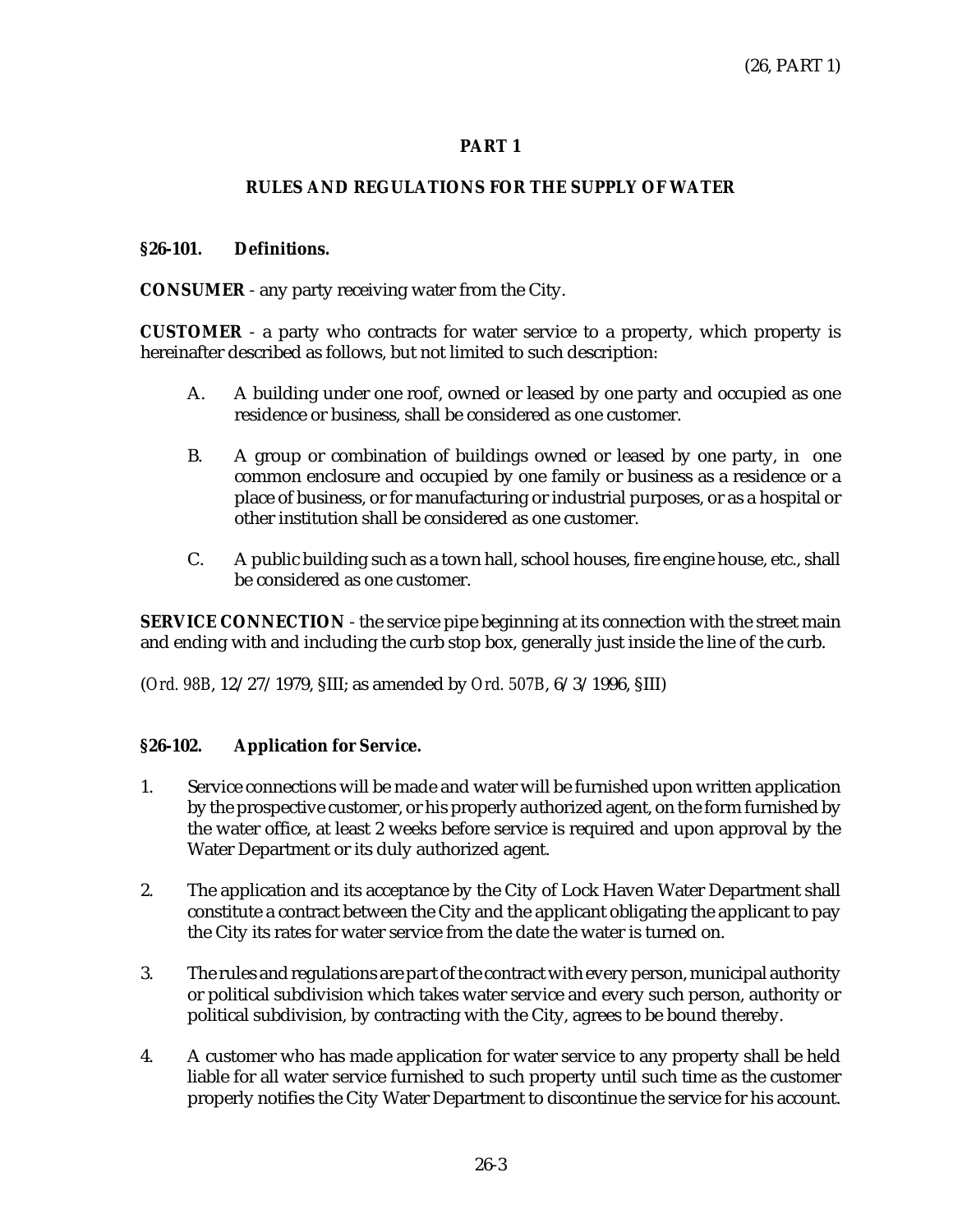## PART 1

### RULES AND REGULATIONS FOR THE SUPPLY OF WATER

**§26-101. Definitions.**

**CONSUMER** - any party receiving water from the City.

**CUSTOMER** - a party who contracts for water service to a property, which property is hereinafter described as follows, but not limited to such description:

A. A building under one roof, owned or leased by one party and occupied as one residence or business, shall be considered as one customer.

B. A group or combination of buildings owned or leased by one party, in one common enclosure and occupied by one family or business as a residence or a place of business, or for manufacturing or industrial purposes, or as a hospital or other institution shall be considered as one customer.

C. A public building such as a town hall, school houses, fire engine house, etc., shall be considered as one customer.

**SERVICE CONNECTION** - the service pipe beginning at its connection with the street main and ending with and including the curb stop box, generally just inside the line of the curb.

(*Ord. 98B*, 12/27/1979, §III; as amended by *Ord. 507B*, 6/3/1996, §III)

**§26-102. Application for Service.**

1. Service connections will be made and water will be furnished upon written application by the prospective customer, or his properly authorized agent, on the form furnished by the water office, at least 2 weeks before service is required and upon approval by the Water Department or its duly authorized agent.

2. The application and its acceptance by the City of Lock Haven Water Department shall constitute a contract between the City and the applicant obligating the applicant to pay the City its rates for water service from the date the water is turned on.

3. The rules and regulations are part of the contract with every person, municipal authority or political subdivision which takes water service and every such person, authority or political subdivision, by contracting with the City, agrees to be bound thereby.

4. A customer who has made application for water service to any property shall be held liable for all water service furnished to such property until such time as the customer properly notifies the City Water Department to discontinue the service for his account.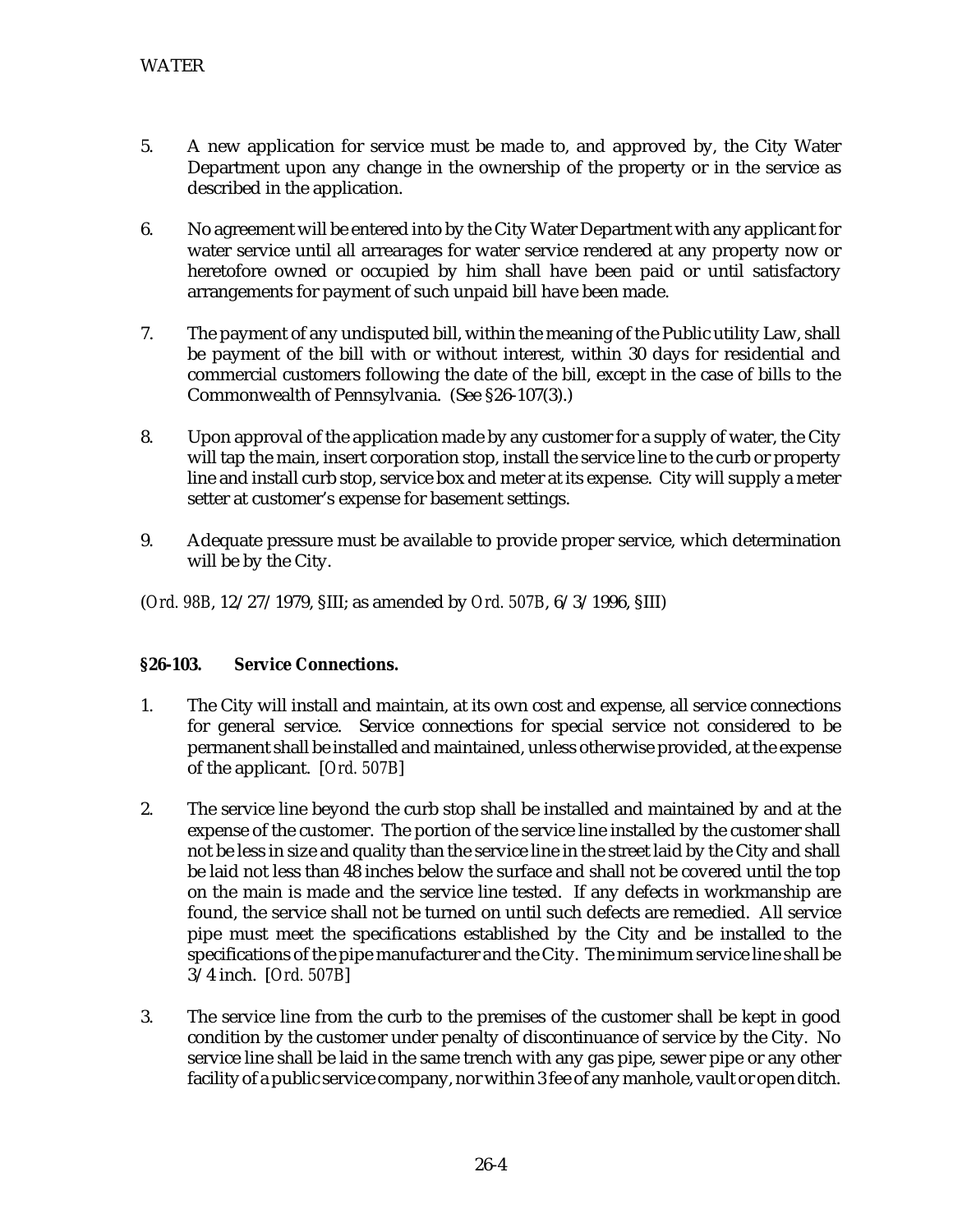5. A new application for service must be made to, and approved by, the City Water Department upon any change in the ownership of the property or in the service as described in the application.

6. No agreement will be entered into by the City Water Department with any applicant for water service until all arrearages for water service rendered at any property now or heretofore owned or occupied by him shall have been paid or until satisfactory arrangements for payment of such unpaid bill have been made.

7. The payment of any undisputed bill, within the meaning of the Public utility Law, shall be payment of the bill with or without interest, within 30 days for residential and commercial customers following the date of the bill, except in the case of bills to the Commonwealth of Pennsylvania. (See §26-107(3).)

8. Upon approval of the application made by any customer for a supply of water, the City will tap the main, insert corporation stop, install the service line to the curb or property line and install curb stop, service box and meter at its expense. City will supply a meter setter at customer's expense for basement settings.

9. Adequate pressure must be available to provide proper service, which determination will be by the City.

(*Ord. 98B*, 12/27/1979, §III; as amended by *Ord. 507B*, 6/3/1996, §III)

### §26-103. Service Connections.

1. The City will install and maintain, at its own cost and expense, all service connections for general service. Service connections for special service not considered to be permanent shall be installed and maintained, unless otherwise provided, at the expense of the applicant. [*Ord. 507B*]

2. The service line beyond the curb stop shall be installed and maintained by and at the expense of the customer. The portion of the service line installed by the customer shall not be less in size and quality than the service line in the street laid by the City and shall be laid not less than 48 inches below the surface and shall not be covered until the top on the main is made and the service line tested. If any defects in workmanship are found, the service shall not be turned on until such defects are remedied. All service pipe must meet the specifications established by the City and be installed to the specifications of the pipe manufacturer and the City. The minimum service line shall be 3/4 inch. [*Ord. 507B*]

3. The service line from the curb to the premises of the customer shall be kept in good condition by the customer under penalty of discontinuance of service by the City. No service line shall be laid in the same trench with any gas pipe, sewer pipe or any other facility of a public service company, nor within 3 fee of any manhole, vault or open ditch.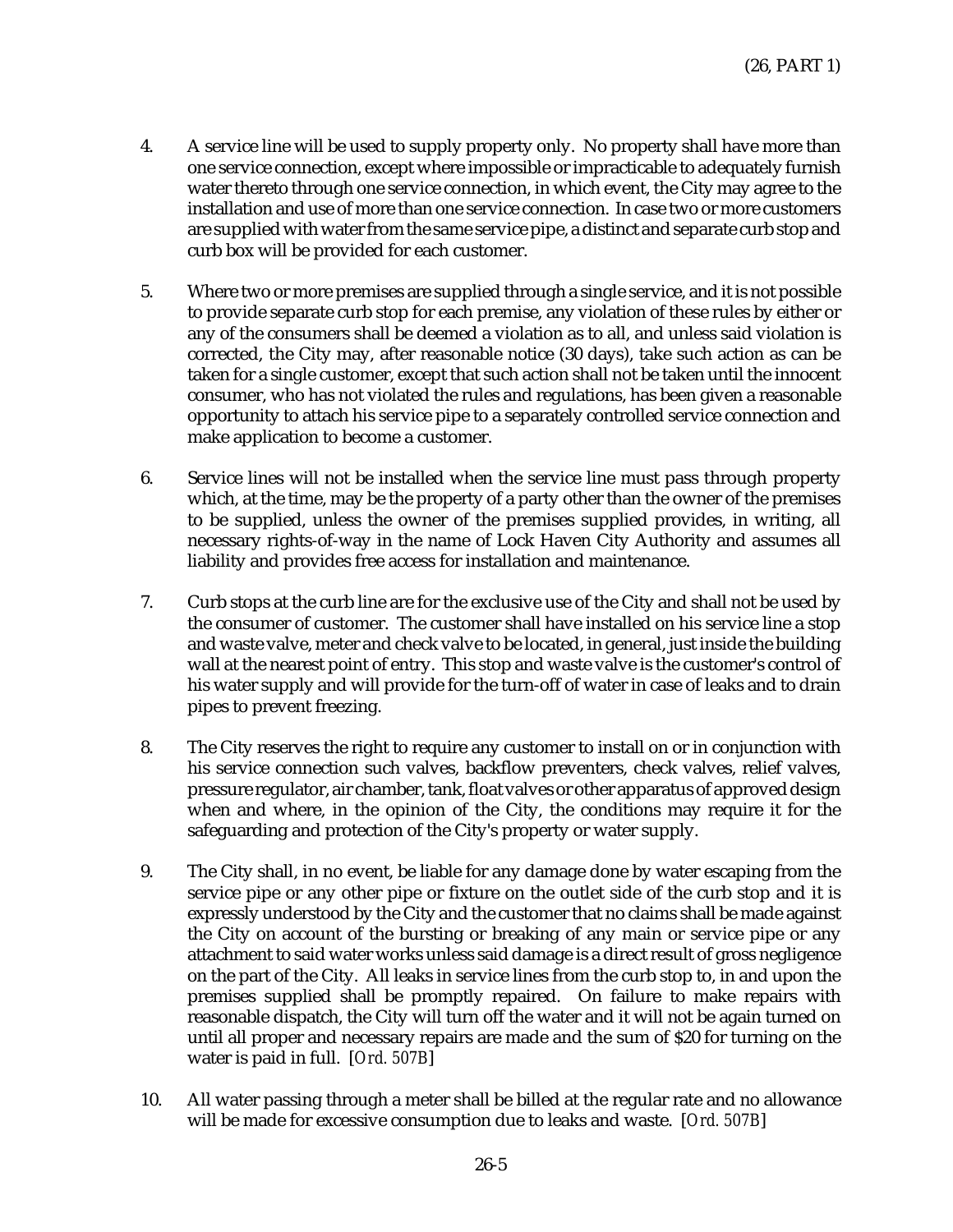4. A service line will be used to supply property only. No property shall have more than one service connection, except where impossible or impracticable to adequately furnish water thereto through one service connection, in which event, the City may agree to the installation and use of more than one service connection. In case two or more customers are supplied with water from the same service pipe, a distinct and separate curb stop and curb box will be provided for each customer.

5. Where two or more premises are supplied through a single service, and it is not possible to provide separate curb stop for each premise, any violation of these rules by either or any of the consumers shall be deemed a violation as to all, and unless said violation is corrected, the City may, after reasonable notice (30 days), take such action as can be taken for a single customer, except that such action shall not be taken until the innocent consumer, who has not violated the rules and regulations, has been given a reasonable opportunity to attach his service pipe to a separately controlled service connection and make application to become a customer.

6. Service lines will not be installed when the service line must pass through property which, at the time, may be the property of a party other than the owner of the premises to be supplied, unless the owner of the premises supplied provides, in writing, all necessary rights-of-way in the name of Lock Haven City Authority and assumes all liability and provides free access for installation and maintenance.

7. Curb stops at the curb line are for the exclusive use of the City and shall not be used by the consumer of customer. The customer shall have installed on his service line a stop and waste valve, meter and check valve to be located, in general, just inside the building wall at the nearest point of entry. This stop and waste valve is the customer's control of his water supply and will provide for the turn-off of water in case of leaks and to drain pipes to prevent freezing.

8. The City reserves the right to require any customer to install on or in conjunction with his service connection such valves, backflow preventers, check valves, relief valves, pressure regulator, air chamber, tank, float valves or other apparatus of approved design when and where, in the opinion of the City, the conditions may require it for the safeguarding and protection of the City's property or water supply.

9. The City shall, in no event, be liable for any damage done by water escaping from the service pipe or any other pipe or fixture on the outlet side of the curb stop and it is expressly understood by the City and the customer that no claims shall be made against the City on account of the bursting or breaking of any main or service pipe or any attachment to said water works unless said damage is a direct result of gross negligence on the part of the City. All leaks in service lines from the curb stop to, in and upon the premises supplied shall be promptly repaired. On failure to make repairs with reasonable dispatch, the City will turn off the water and it will not be again turned on until all proper and necessary repairs are made and the sum of $20 for turning on the water is paid in full. [*Ord. 507B*]

10. All water passing through a meter shall be billed at the regular rate and no allowance will be made for excessive consumption due to leaks and waste. [*Ord. 507B*]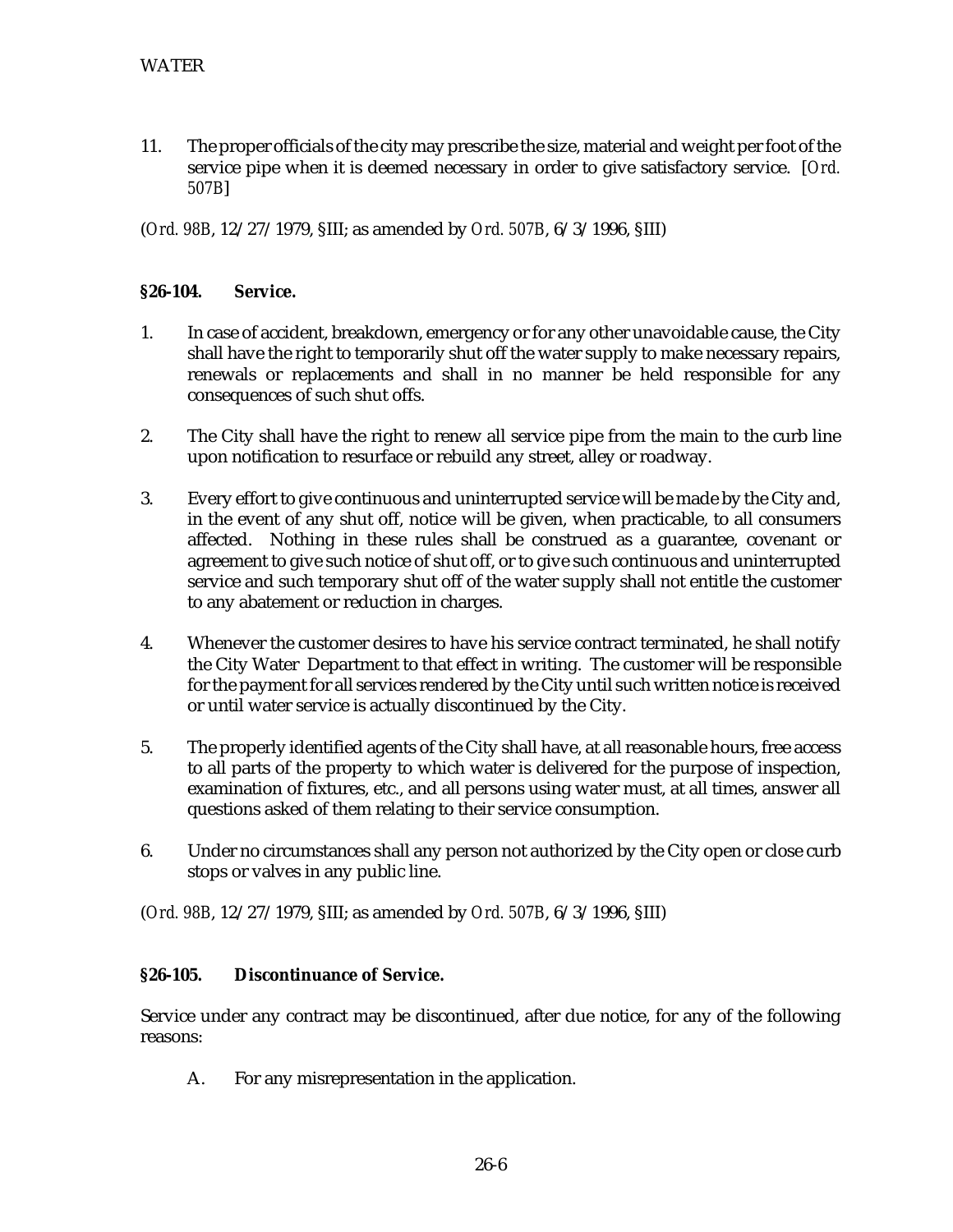11. The proper officials of the city may prescribe the size, material and weight per foot of the service pipe when it is deemed necessary in order to give satisfactory service. [*Ord. 507B*]

(*Ord. 98B*, 12/27/1979, §III; as amended by *Ord. 507B*, 6/3/1996, §III)

### §26-104. Service.

1. In case of accident, breakdown, emergency or for any other unavoidable cause, the City shall have the right to temporarily shut off the water supply to make necessary repairs, renewals or replacements and shall in no manner be held responsible for any consequences of such shut offs.

2. The City shall have the right to renew all service pipe from the main to the curb line upon notification to resurface or rebuild any street, alley or roadway.

3. Every effort to give continuous and uninterrupted service will be made by the City and, in the event of any shut off, notice will be given, when practicable, to all consumers affected. Nothing in these rules shall be construed as a guarantee, covenant or agreement to give such notice of shut off, or to give such continuous and uninterrupted service and such temporary shut off of the water supply shall not entitle the customer to any abatement or reduction in charges.

4. Whenever the customer desires to have his service contract terminated, he shall notify the City Water Department to that effect in writing. The customer will be responsible for the payment for all services rendered by the City until such written notice is received or until water service is actually discontinued by the City.

5. The properly identified agents of the City shall have, at all reasonable hours, free access to all parts of the property to which water is delivered for the purpose of inspection, examination of fixtures, etc., and all persons using water must, at all times, answer all questions asked of them relating to their service consumption.

6. Under no circumstances shall any person not authorized by the City open or close curb stops or valves in any public line.

(*Ord. 98B*, 12/27/1979, §III; as amended by *Ord. 507B*, 6/3/1996, §III)

### §26-105. Discontinuance of Service.

Service under any contract may be discontinued, after due notice, for any of the following reasons:

A. For any misrepresentation in the application.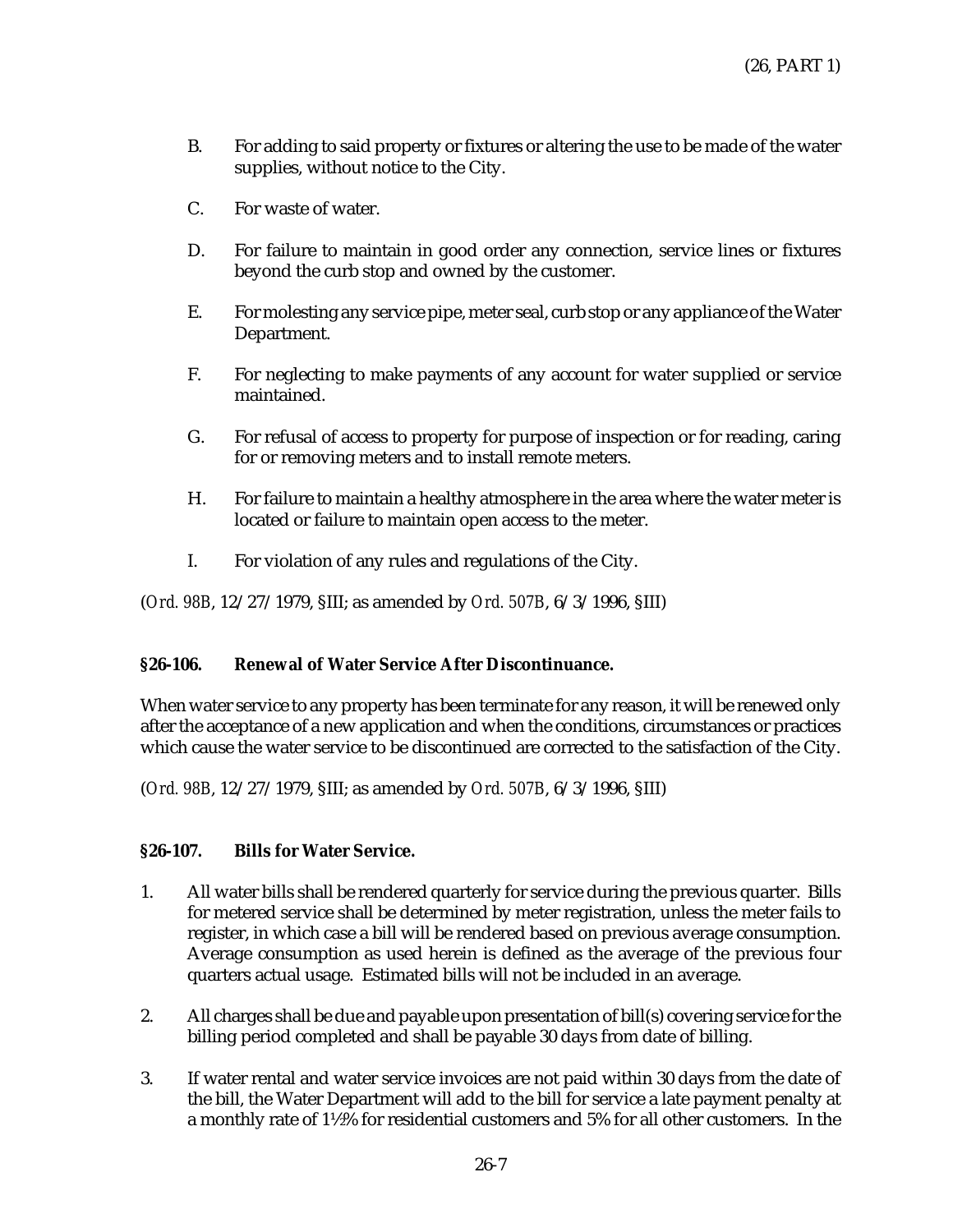B. For adding to said property or fixtures or altering the use to be made of the water supplies, without notice to the City.

C. For waste of water.

D. For failure to maintain in good order any connection, service lines or fixtures beyond the curb stop and owned by the customer.

E. For molesting any service pipe, meter seal, curb stop or any appliance of the Water Department.

F. For neglecting to make payments of any account for water supplied or service maintained.

G. For refusal of access to property for purpose of inspection or for reading, caring for or removing meters and to install remote meters.

H. For failure to maintain a healthy atmosphere in the area where the water meter is located or failure to maintain open access to the meter.

I. For violation of any rules and regulations of the City.

(*Ord. 98B*, 12/27/1979, §III; as amended by *Ord. 507B*, 6/3/1996, §III)

**§26-106. Renewal of Water Service After Discontinuance.**

When water service to any property has been terminate for any reason, it will be renewed only after the acceptance of a new application and when the conditions, circumstances or practices which cause the water service to be discontinued are corrected to the satisfaction of the City.

(*Ord. 98B*, 12/27/1979, §III; as amended by *Ord. 507B*, 6/3/1996, §III)

**§26-107. Bills for Water Service.**

1. All water bills shall be rendered quarterly for service during the previous quarter. Bills for metered service shall be determined by meter registration, unless the meter fails to register, in which case a bill will be rendered based on previous average consumption. Average consumption as used herein is defined as the average of the previous four quarters actual usage. Estimated bills will not be included in an average.

2. All charges shall be due and payable upon presentation of bill(s) covering service for the billing period completed and shall be payable 30 days from date of billing.

3. If water rental and water service invoices are not paid within 30 days from the date of the bill, the Water Department will add to the bill for service a late payment penalty at a monthly rate of 1½% for residential customers and 5% for all other customers. In the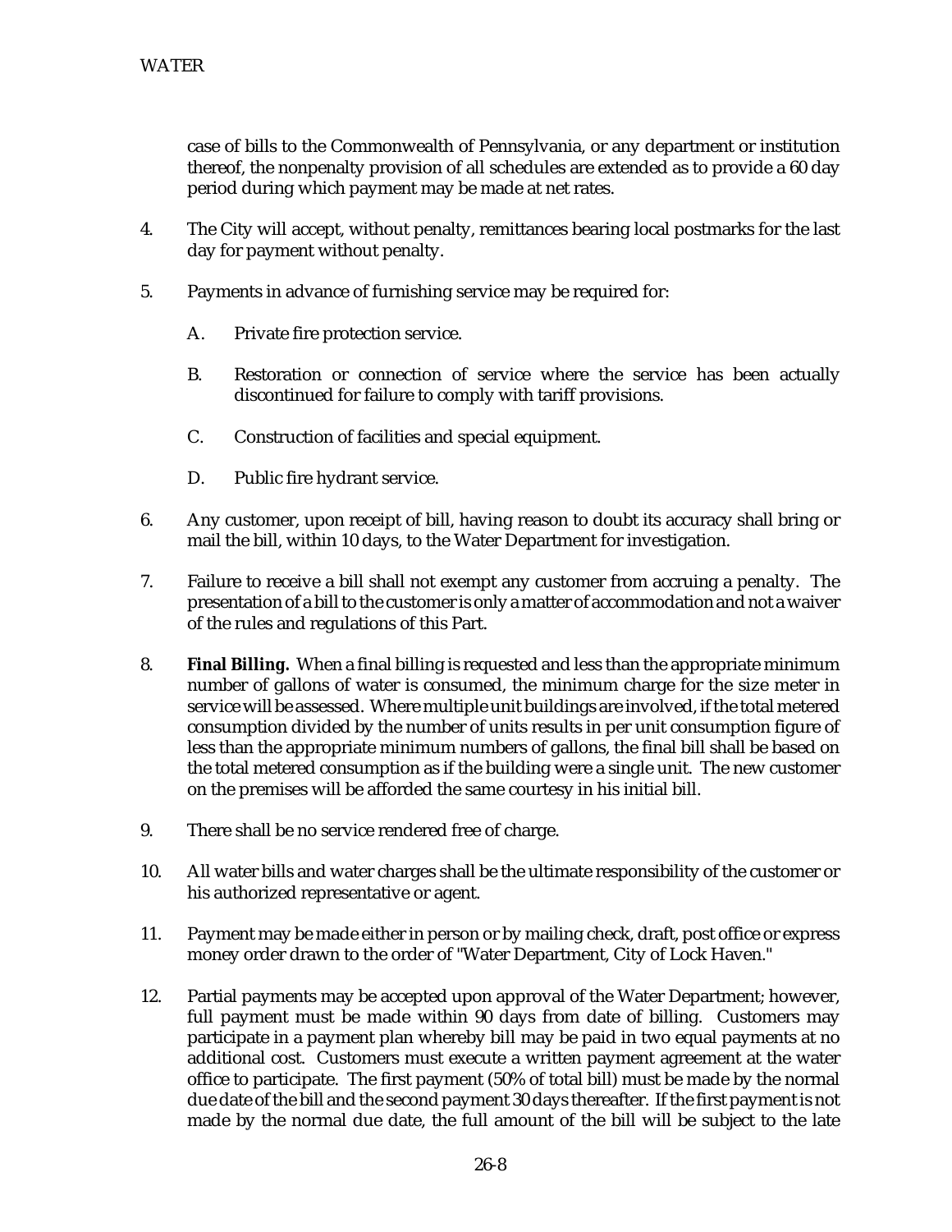case of bills to the Commonwealth of Pennsylvania, or any department or institution thereof, the nonpenalty provision of all schedules are extended as to provide a 60 day period during which payment may be made at net rates.

4. The City will accept, without penalty, remittances bearing local postmarks for the last day for payment without penalty.

5. Payments in advance of furnishing service may be required for:

   A. Private fire protection service.

   B. Restoration or connection of service where the service has been actually discontinued for failure to comply with tariff provisions.

   C. Construction of facilities and special equipment.

   D. Public fire hydrant service.

6. Any customer, upon receipt of bill, having reason to doubt its accuracy shall bring or mail the bill, within 10 days, to the Water Department for investigation.

7. Failure to receive a bill shall not exempt any customer from accruing a penalty. The presentation of a bill to the customer is only a matter of accommodation and not a waiver of the rules and regulations of this Part.

8. **Final Billing.** When a final billing is requested and less than the appropriate minimum number of gallons of water is consumed, the minimum charge for the size meter in service will be assessed. Where multiple unit buildings are involved, if the total metered consumption divided by the number of units results in per unit consumption figure of less than the appropriate minimum numbers of gallons, the final bill shall be based on the total metered consumption as if the building were a single unit. The new customer on the premises will be afforded the same courtesy in his initial bill.

9. There shall be no service rendered free of charge.

10. All water bills and water charges shall be the ultimate responsibility of the customer or his authorized representative or agent.

11. Payment may be made either in person or by mailing check, draft, post office or express money order drawn to the order of "Water Department, City of Lock Haven."

12. Partial payments may be accepted upon approval of the Water Department; however, full payment must be made within 90 days from date of billing. Customers may participate in a payment plan whereby bill may be paid in two equal payments at no additional cost. Customers must execute a written payment agreement at the water office to participate. The first payment (50% of total bill) must be made by the normal due date of the bill and the second payment 30 days thereafter. If the first payment is not made by the normal due date, the full amount of the bill will be subject to the late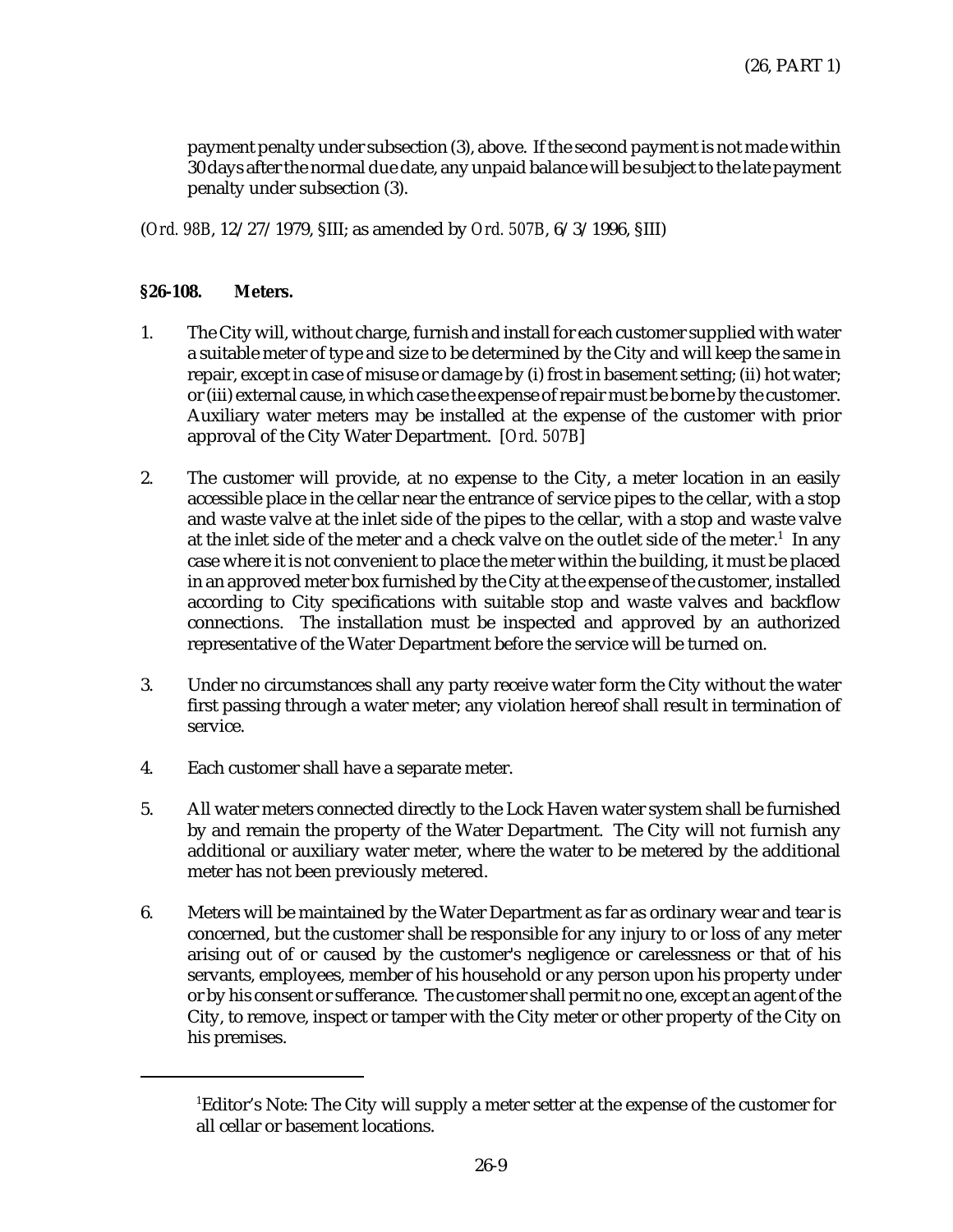payment penalty under subsection (3), above. If the second payment is not made within 30 days after the normal due date, any unpaid balance will be subject to the late payment penalty under subsection (3).

(*Ord. 98B*, 12/27/1979, §III; as amended by *Ord. 507B*, 6/3/1996, §III)

**§26-108. Meters.**

1. The City will, without charge, furnish and install for each customer supplied with water a suitable meter of type and size to be determined by the City and will keep the same in repair, except in case of misuse or damage by (i) frost in basement setting; (ii) hot water; or (iii) external cause, in which case the expense of repair must be borne by the customer. Auxiliary water meters may be installed at the expense of the customer with prior approval of the City Water Department. [*Ord. 507B*]

2. The customer will provide, at no expense to the City, a meter location in an easily accessible place in the cellar near the entrance of service pipes to the cellar, with a stop and waste valve at the inlet side of the pipes to the cellar, with a stop and waste valve at the inlet side of the meter and a check valve on the outlet side of the meter.[1] In any case where it is not convenient to place the meter within the building, it must be placed in an approved meter box furnished by the City at the expense of the customer, installed according to City specifications with suitable stop and waste valves and backflow connections. The installation must be inspected and approved by an authorized representative of the Water Department before the service will be turned on.

3. Under no circumstances shall any party receive water form the City without the water first passing through a water meter; any violation hereof shall result in termination of service.

4. Each customer shall have a separate meter.

5. All water meters connected directly to the Lock Haven water system shall be furnished by and remain the property of the Water Department. The City will not furnish any additional or auxiliary water meter, where the water to be metered by the additional meter has not been previously metered.

6. Meters will be maintained by the Water Department as far as ordinary wear and tear is concerned, but the customer shall be responsible for any injury to or loss of any meter arising out of or caused by the customer's negligence or carelessness or that of his servants, employees, member of his household or any person upon his property under or by his consent or sufferance. The customer shall permit no one, except an agent of the City, to remove, inspect or tamper with the City meter or other property of the City on his premises.

---

[1]Editor's Note: The City will supply a meter setter at the expense of the customer for all cellar or basement locations.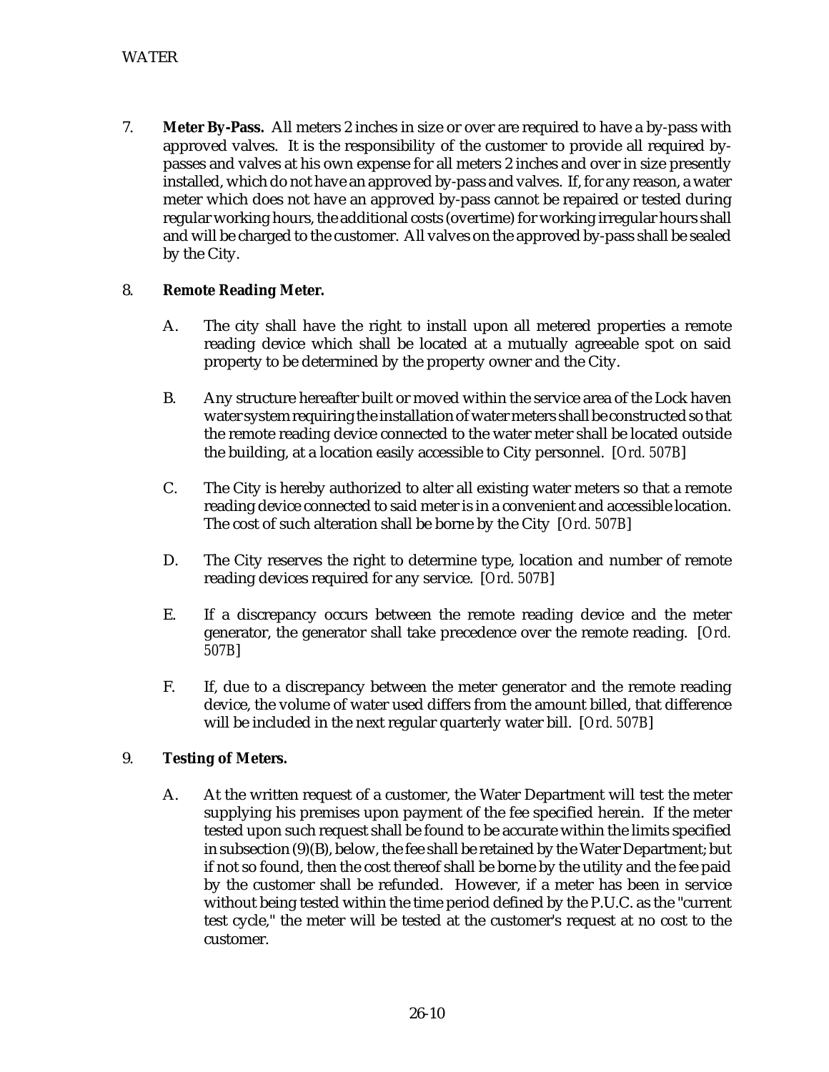7. **Meter By-Pass.** All meters 2 inches in size or over are required to have a by-pass with approved valves. It is the responsibility of the customer to provide all required by-passes and valves at his own expense for all meters 2 inches and over in size presently installed, which do not have an approved by-pass and valves. If, for any reason, a water meter which does not have an approved by-pass cannot be repaired or tested during regular working hours, the additional costs (overtime) for working irregular hours shall and will be charged to the customer. All valves on the approved by-pass shall be sealed by the City.

8. **Remote Reading Meter.**

   A. The city shall have the right to install upon all metered properties a remote reading device which shall be located at a mutually agreeable spot on said property to be determined by the property owner and the City.

   B. Any structure hereafter built or moved within the service area of the Lock haven water system requiring the installation of water meters shall be constructed so that the remote reading device connected to the water meter shall be located outside the building, at a location easily accessible to City personnel. [*Ord. 507B*]

   C. The City is hereby authorized to alter all existing water meters so that a remote reading device connected to said meter is in a convenient and accessible location. The cost of such alteration shall be borne by the City [*Ord. 507B*]

   D. The City reserves the right to determine type, location and number of remote reading devices required for any service. [*Ord. 507B*]

   E. If a discrepancy occurs between the remote reading device and the meter generator, the generator shall take precedence over the remote reading. [*Ord. 507B*]

   F. If, due to a discrepancy between the meter generator and the remote reading device, the volume of water used differs from the amount billed, that difference will be included in the next regular quarterly water bill. [*Ord. 507B*]

9. **Testing of Meters.**

   A. At the written request of a customer, the Water Department will test the meter supplying his premises upon payment of the fee specified herein. If the meter tested upon such request shall be found to be accurate within the limits specified in subsection (9)(B), below, the fee shall be retained by the Water Department; but if not so found, then the cost thereof shall be borne by the utility and the fee paid by the customer shall be refunded. However, if a meter has been in service without being tested within the time period defined by the P.U.C. as the "current test cycle," the meter will be tested at the customer's request at no cost to the customer.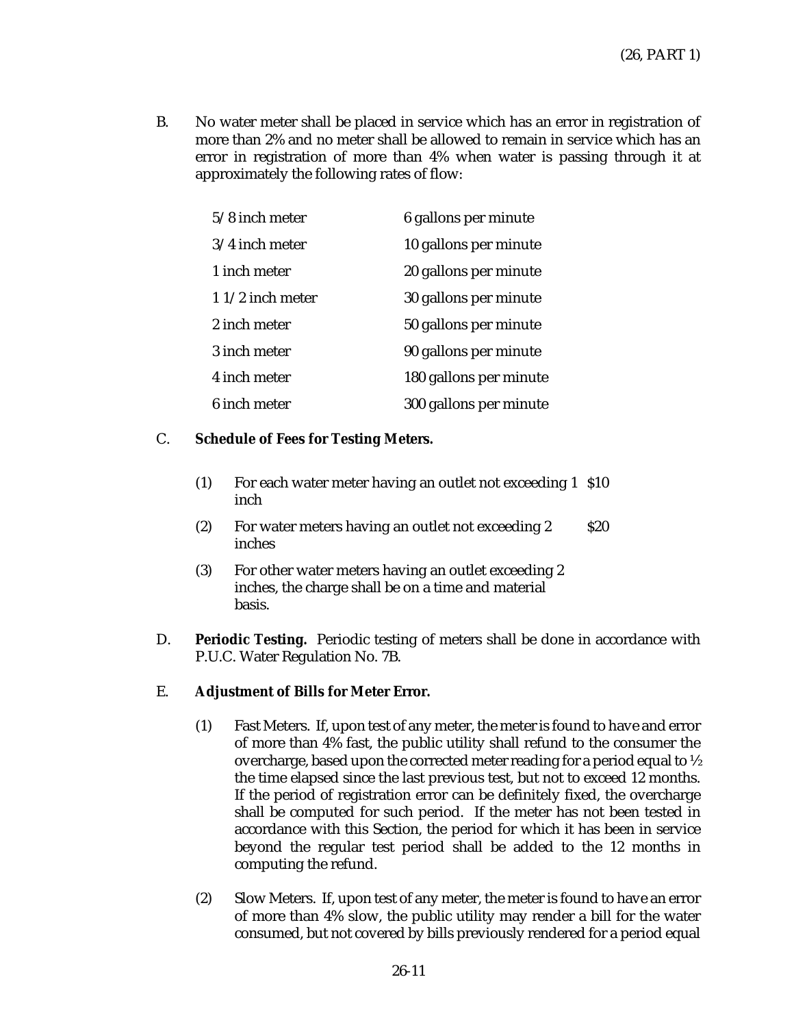B. No water meter shall be placed in service which has an error in registration of more than 2% and no meter shall be allowed to remain in service which has an error in registration of more than 4% when water is passing through it at approximately the following rates of flow:

| | |
|---|---|
| 5/8 inch meter | 6 gallons per minute |
| 3/4 inch meter | 10 gallons per minute |
| 1 inch meter | 20 gallons per minute |
| 1 1/2 inch meter | 30 gallons per minute |
| 2 inch meter | 50 gallons per minute |
| 3 inch meter | 90 gallons per minute |
| 4 inch meter | 180 gallons per minute |
| 6 inch meter | 300 gallons per minute |

C. **Schedule of Fees for Testing Meters.**

(1) For each water meter having an outlet not exceeding 1 inch — $10

(2) For water meters having an outlet not exceeding 2 inches — $20

(3) For other water meters having an outlet exceeding 2 inches, the charge shall be on a time and material basis.

D. **Periodic Testing.** Periodic testing of meters shall be done in accordance with P.U.C. Water Regulation No. 7B.

E. **Adjustment of Bills for Meter Error.**

(1) Fast Meters. If, upon test of any meter, the meter is found to have and error of more than 4% fast, the public utility shall refund to the consumer the overcharge, based upon the corrected meter reading for a period equal to ½ the time elapsed since the last previous test, but not to exceed 12 months. If the period of registration error can be definitely fixed, the overcharge shall be computed for such period. If the meter has not been tested in accordance with this Section, the period for which it has been in service beyond the regular test period shall be added to the 12 months in computing the refund.

(2) Slow Meters. If, upon test of any meter, the meter is found to have an error of more than 4% slow, the public utility may render a bill for the water consumed, but not covered by bills previously rendered for a period equal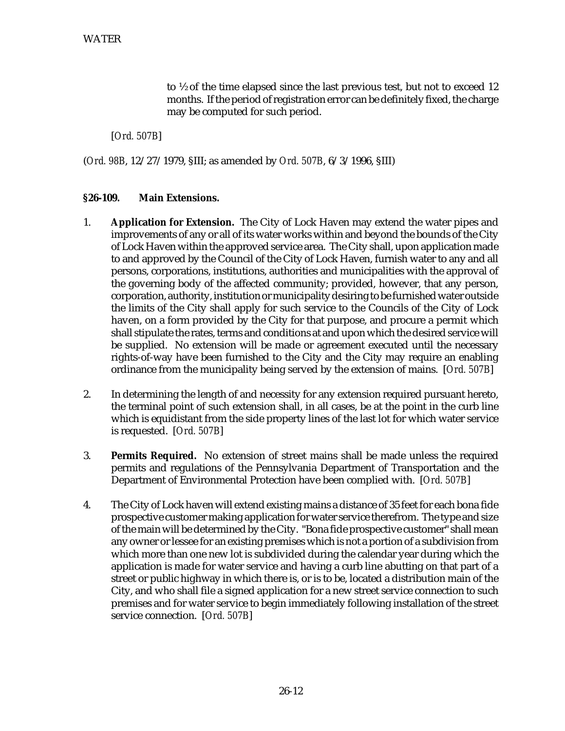to ½ of the time elapsed since the last previous test, but not to exceed 12 months. If the period of registration error can be definitely fixed, the charge may be computed for such period.

[*Ord. 507B*]

(*Ord. 98B*, 12/27/1979, §III; as amended by *Ord. 507B*, 6/3/1996, §III)

**§26-109. Main Extensions.**

1. **Application for Extension.** The City of Lock Haven may extend the water pipes and improvements of any or all of its water works within and beyond the bounds of the City of Lock Haven within the approved service area. The City shall, upon application made to and approved by the Council of the City of Lock Haven, furnish water to any and all persons, corporations, institutions, authorities and municipalities with the approval of the governing body of the affected community; provided, however, that any person, corporation, authority, institution or municipality desiring to be furnished water outside the limits of the City shall apply for such service to the Councils of the City of Lock haven, on a form provided by the City for that purpose, and procure a permit which shall stipulate the rates, terms and conditions at and upon which the desired service will be supplied. No extension will be made or agreement executed until the necessary rights-of-way have been furnished to the City and the City may require an enabling ordinance from the municipality being served by the extension of mains. [*Ord. 507B*]

2. In determining the length of and necessity for any extension required pursuant hereto, the terminal point of such extension shall, in all cases, be at the point in the curb line which is equidistant from the side property lines of the last lot for which water service is requested. [*Ord. 507B*]

3. **Permits Required.** No extension of street mains shall be made unless the required permits and regulations of the Pennsylvania Department of Transportation and the Department of Environmental Protection have been complied with. [*Ord. 507B*]

4. The City of Lock haven will extend existing mains a distance of 35 feet for each bona fide prospective customer making application for water service therefrom. The type and size of the main will be determined by the City. "Bona fide prospective customer" shall mean any owner or lessee for an existing premises which is not a portion of a subdivision from which more than one new lot is subdivided during the calendar year during which the application is made for water service and having a curb line abutting on that part of a street or public highway in which there is, or is to be, located a distribution main of the City, and who shall file a signed application for a new street service connection to such premises and for water service to begin immediately following installation of the street service connection. [*Ord. 507B*]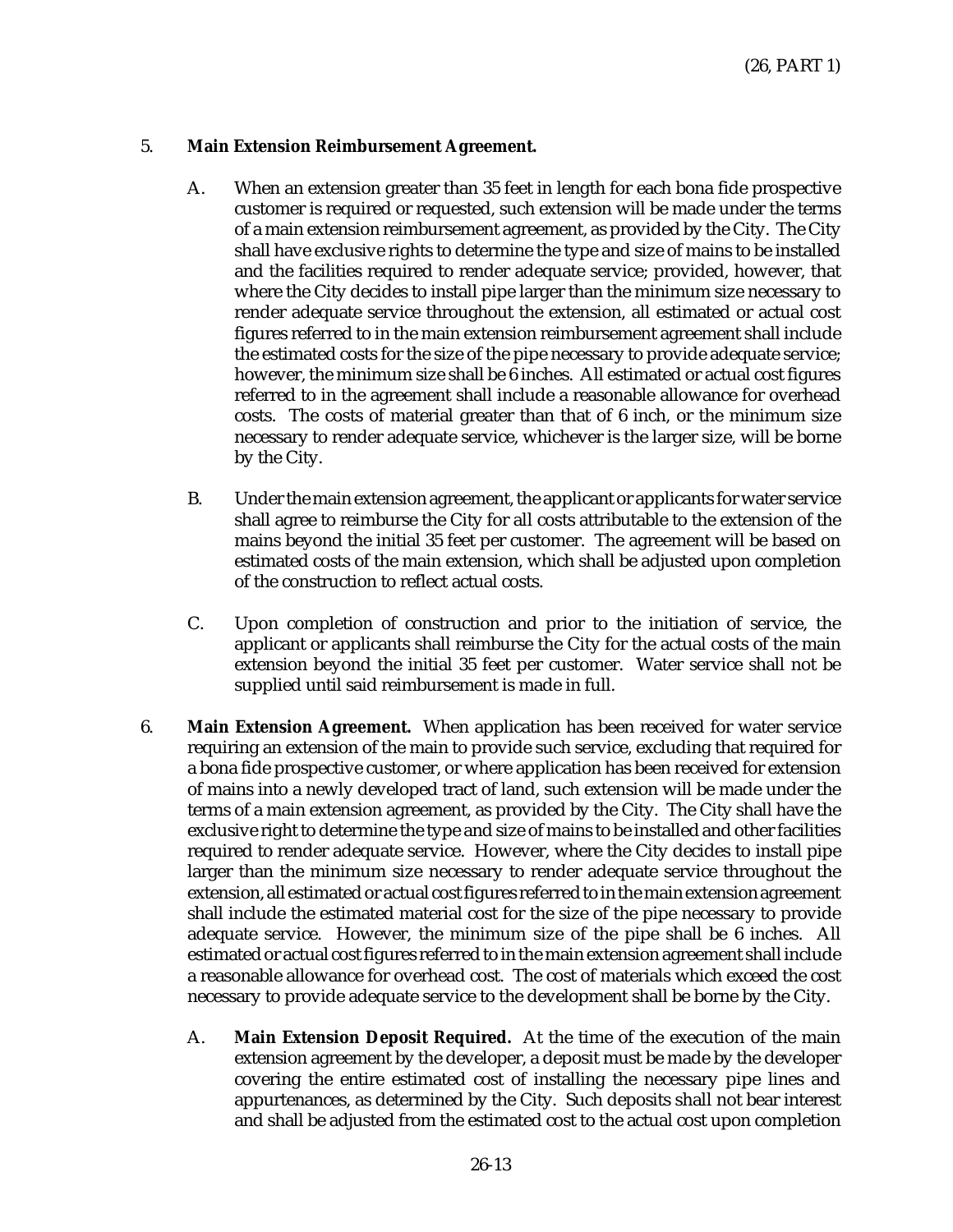5. **Main Extension Reimbursement Agreement.**

   A. When an extension greater than 35 feet in length for each bona fide prospective customer is required or requested, such extension will be made under the terms of a main extension reimbursement agreement, as provided by the City. The City shall have exclusive rights to determine the type and size of mains to be installed and the facilities required to render adequate service; provided, however, that where the City decides to install pipe larger than the minimum size necessary to render adequate service throughout the extension, all estimated or actual cost figures referred to in the main extension reimbursement agreement shall include the estimated costs for the size of the pipe necessary to provide adequate service; however, the minimum size shall be 6 inches. All estimated or actual cost figures referred to in the agreement shall include a reasonable allowance for overhead costs. The costs of material greater than that of 6 inch, or the minimum size necessary to render adequate service, whichever is the larger size, will be borne by the City.

   B. Under the main extension agreement, the applicant or applicants for water service shall agree to reimburse the City for all costs attributable to the extension of the mains beyond the initial 35 feet per customer. The agreement will be based on estimated costs of the main extension, which shall be adjusted upon completion of the construction to reflect actual costs.

   C. Upon completion of construction and prior to the initiation of service, the applicant or applicants shall reimburse the City for the actual costs of the main extension beyond the initial 35 feet per customer. Water service shall not be supplied until said reimbursement is made in full.

6. **Main Extension Agreement.** When application has been received for water service requiring an extension of the main to provide such service, excluding that required for a bona fide prospective customer, or where application has been received for extension of mains into a newly developed tract of land, such extension will be made under the terms of a main extension agreement, as provided by the City. The City shall have the exclusive right to determine the type and size of mains to be installed and other facilities required to render adequate service. However, where the City decides to install pipe larger than the minimum size necessary to render adequate service throughout the extension, all estimated or actual cost figures referred to in the main extension agreement shall include the estimated material cost for the size of the pipe necessary to provide adequate service. However, the minimum size of the pipe shall be 6 inches. All estimated or actual cost figures referred to in the main extension agreement shall include a reasonable allowance for overhead cost. The cost of materials which exceed the cost necessary to provide adequate service to the development shall be borne by the City.

   A. **Main Extension Deposit Required.** At the time of the execution of the main extension agreement by the developer, a deposit must be made by the developer covering the entire estimated cost of installing the necessary pipe lines and appurtenances, as determined by the City. Such deposits shall not bear interest and shall be adjusted from the estimated cost to the actual cost upon completion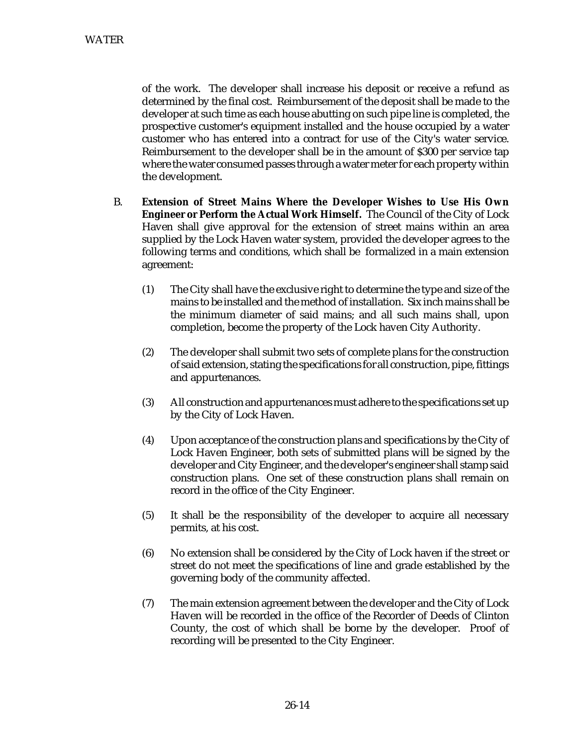of the work. The developer shall increase his deposit or receive a refund as determined by the final cost. Reimbursement of the deposit shall be made to the developer at such time as each house abutting on such pipe line is completed, the prospective customer's equipment installed and the house occupied by a water customer who has entered into a contract for use of the City's water service. Reimbursement to the developer shall be in the amount of $300 per service tap where the water consumed passes through a water meter for each property within the development.

B. **Extension of Street Mains Where the Developer Wishes to Use His Own Engineer or Perform the Actual Work Himself.** The Council of the City of Lock Haven shall give approval for the extension of street mains within an area supplied by the Lock Haven water system, provided the developer agrees to the following terms and conditions, which shall be formalized in a main extension agreement:

(1) The City shall have the exclusive right to determine the type and size of the mains to be installed and the method of installation. Six inch mains shall be the minimum diameter of said mains; and all such mains shall, upon completion, become the property of the Lock haven City Authority.

(2) The developer shall submit two sets of complete plans for the construction of said extension, stating the specifications for all construction, pipe, fittings and appurtenances.

(3) All construction and appurtenances must adhere to the specifications set up by the City of Lock Haven.

(4) Upon acceptance of the construction plans and specifications by the City of Lock Haven Engineer, both sets of submitted plans will be signed by the developer and City Engineer, and the developer's engineer shall stamp said construction plans. One set of these construction plans shall remain on record in the office of the City Engineer.

(5) It shall be the responsibility of the developer to acquire all necessary permits, at his cost.

(6) No extension shall be considered by the City of Lock haven if the street or street do not meet the specifications of line and grade established by the governing body of the community affected.

(7) The main extension agreement between the developer and the City of Lock Haven will be recorded in the office of the Recorder of Deeds of Clinton County, the cost of which shall be borne by the developer. Proof of recording will be presented to the City Engineer.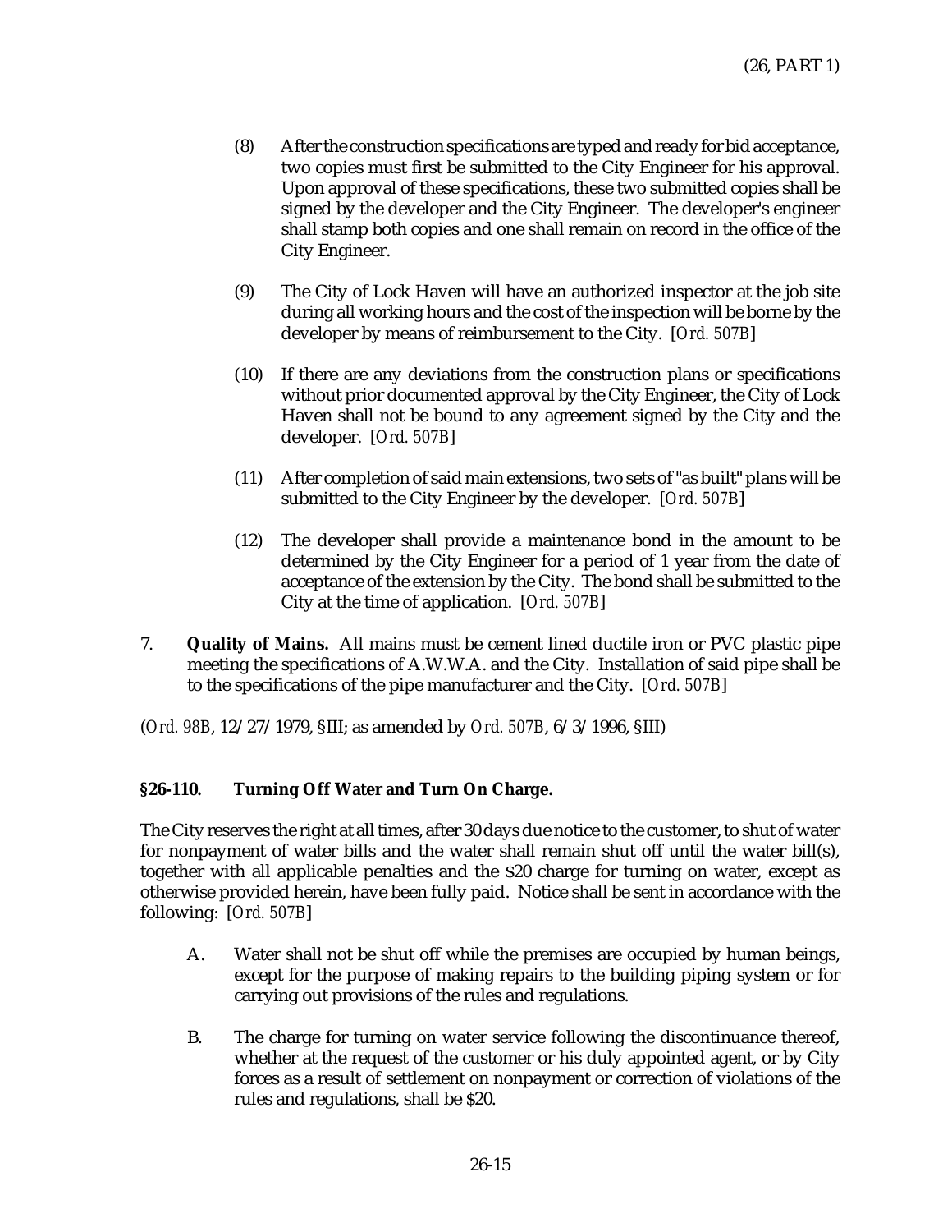(8) After the construction specifications are typed and ready for bid acceptance, two copies must first be submitted to the City Engineer for his approval. Upon approval of these specifications, these two submitted copies shall be signed by the developer and the City Engineer. The developer's engineer shall stamp both copies and one shall remain on record in the office of the City Engineer.

(9) The City of Lock Haven will have an authorized inspector at the job site during all working hours and the cost of the inspection will be borne by the developer by means of reimbursement to the City. [*Ord. 507B*]

(10) If there are any deviations from the construction plans or specifications without prior documented approval by the City Engineer, the City of Lock Haven shall not be bound to any agreement signed by the City and the developer. [*Ord. 507B*]

(11) After completion of said main extensions, two sets of "as built" plans will be submitted to the City Engineer by the developer. [*Ord. 507B*]

(12) The developer shall provide a maintenance bond in the amount to be determined by the City Engineer for a period of 1 year from the date of acceptance of the extension by the City. The bond shall be submitted to the City at the time of application. [*Ord. 507B*]

7. **Quality of Mains.** All mains must be cement lined ductile iron or PVC plastic pipe meeting the specifications of A.W.W.A. and the City. Installation of said pipe shall be to the specifications of the pipe manufacturer and the City. [*Ord. 507B*]

(*Ord. 98B*, 12/27/1979, §III; as amended by *Ord. 507B*, 6/3/1996, §III)

### §26-110. Turning Off Water and Turn On Charge.

The City reserves the right at all times, after 30 days due notice to the customer, to shut of water for nonpayment of water bills and the water shall remain shut off until the water bill(s), together with all applicable penalties and the $20 charge for turning on water, except as otherwise provided herein, have been fully paid. Notice shall be sent in accordance with the following: [*Ord. 507B*]

A. Water shall not be shut off while the premises are occupied by human beings, except for the purpose of making repairs to the building piping system or for carrying out provisions of the rules and regulations.

B. The charge for turning on water service following the discontinuance thereof, whether at the request of the customer or his duly appointed agent, or by City forces as a result of settlement on nonpayment or correction of violations of the rules and regulations, shall be $20.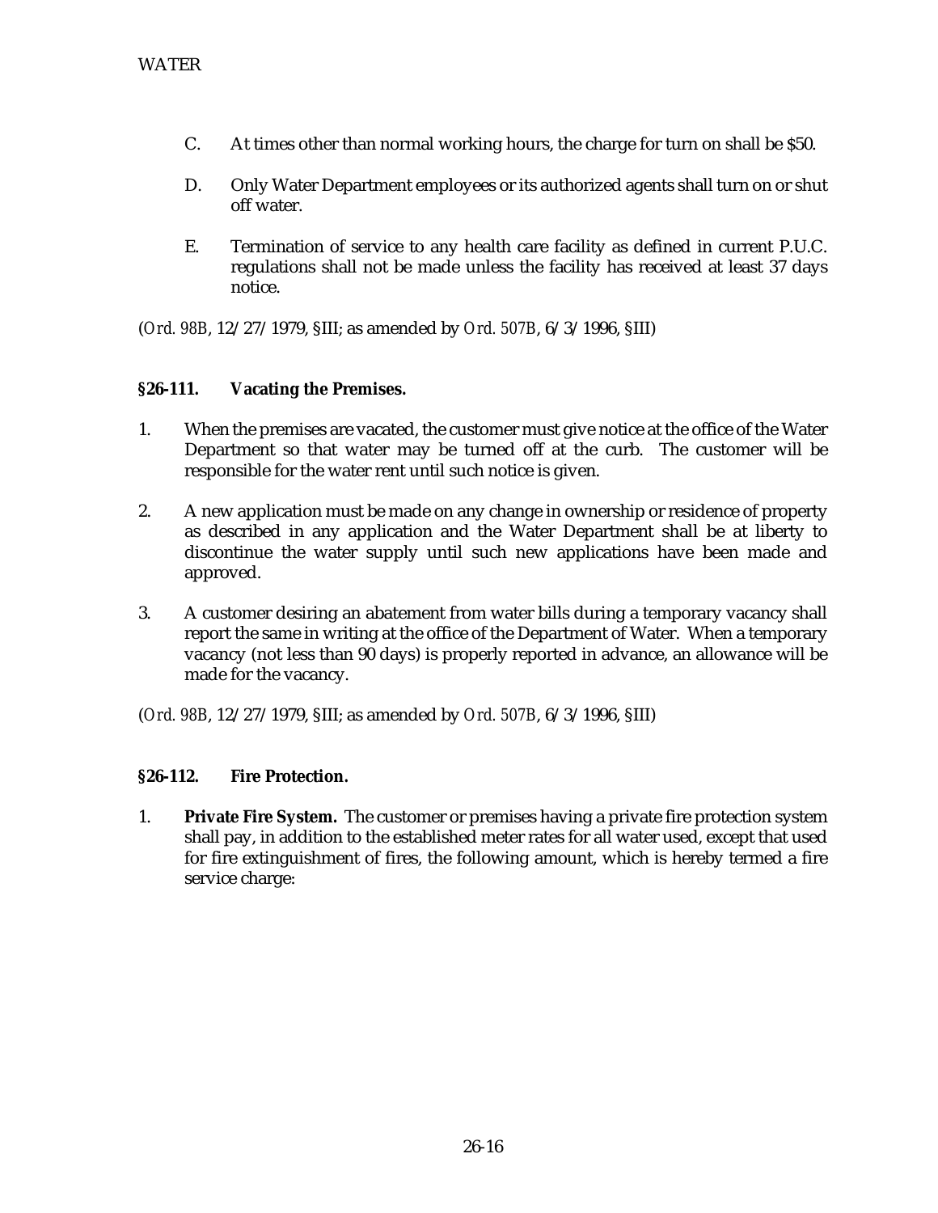C. At times other than normal working hours, the charge for turn on shall be $50.

D. Only Water Department employees or its authorized agents shall turn on or shut off water.

E. Termination of service to any health care facility as defined in current P.U.C. regulations shall not be made unless the facility has received at least 37 days notice.

(*Ord. 98B*, 12/27/1979, §III; as amended by *Ord. 507B*, 6/3/1996, §III)

### §26-111. Vacating the Premises.

1. When the premises are vacated, the customer must give notice at the office of the Water Department so that water may be turned off at the curb. The customer will be responsible for the water rent until such notice is given.

2. A new application must be made on any change in ownership or residence of property as described in any application and the Water Department shall be at liberty to discontinue the water supply until such new applications have been made and approved.

3. A customer desiring an abatement from water bills during a temporary vacancy shall report the same in writing at the office of the Department of Water. When a temporary vacancy (not less than 90 days) is properly reported in advance, an allowance will be made for the vacancy.

(*Ord. 98B*, 12/27/1979, §III; as amended by *Ord. 507B*, 6/3/1996, §III)

### §26-112. Fire Protection.

1. **Private Fire System.** The customer or premises having a private fire protection system shall pay, in addition to the established meter rates for all water used, except that used for fire extinguishment of fires, the following amount, which is hereby termed a fire service charge: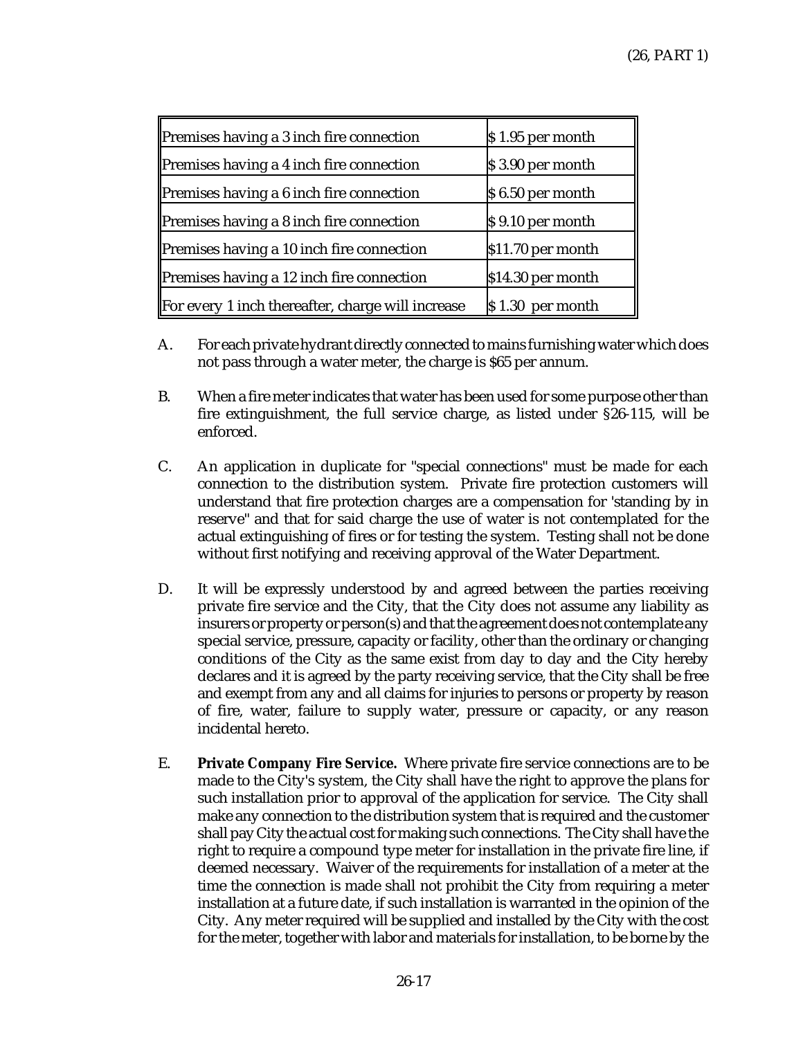| Premises having a 3 inch fire connection | $ 1.95 per month |
|---|---|
| Premises having a 4 inch fire connection | $ 3.90 per month |
| Premises having a 6 inch fire connection | $ 6.50 per month |
| Premises having a 8 inch fire connection | $ 9.10 per month |
| Premises having a 10 inch fire connection | $11.70 per month |
| Premises having a 12 inch fire connection | $14.30 per month |
| For every 1 inch thereafter, charge will increase | $ 1.30 per month |

A. For each private hydrant directly connected to mains furnishing water which does not pass through a water meter, the charge is $65 per annum.

B. When a fire meter indicates that water has been used for some purpose other than fire extinguishment, the full service charge, as listed under §26-115, will be enforced.

C. An application in duplicate for "special connections" must be made for each connection to the distribution system. Private fire protection customers will understand that fire protection charges are a compensation for 'standing by in reserve" and that for said charge the use of water is not contemplated for the actual extinguishing of fires or for testing the system. Testing shall not be done without first notifying and receiving approval of the Water Department.

D. It will be expressly understood by and agreed between the parties receiving private fire service and the City, that the City does not assume any liability as insurers or property or person(s) and that the agreement does not contemplate any special service, pressure, capacity or facility, other than the ordinary or changing conditions of the City as the same exist from day to day and the City hereby declares and it is agreed by the party receiving service, that the City shall be free and exempt from any and all claims for injuries to persons or property by reason of fire, water, failure to supply water, pressure or capacity, or any reason incidental hereto.

E. **Private Company Fire Service.** Where private fire service connections are to be made to the City's system, the City shall have the right to approve the plans for such installation prior to approval of the application for service. The City shall make any connection to the distribution system that is required and the customer shall pay City the actual cost for making such connections. The City shall have the right to require a compound type meter for installation in the private fire line, if deemed necessary. Waiver of the requirements for installation of a meter at the time the connection is made shall not prohibit the City from requiring a meter installation at a future date, if such installation is warranted in the opinion of the City. Any meter required will be supplied and installed by the City with the cost for the meter, together with labor and materials for installation, to be borne by the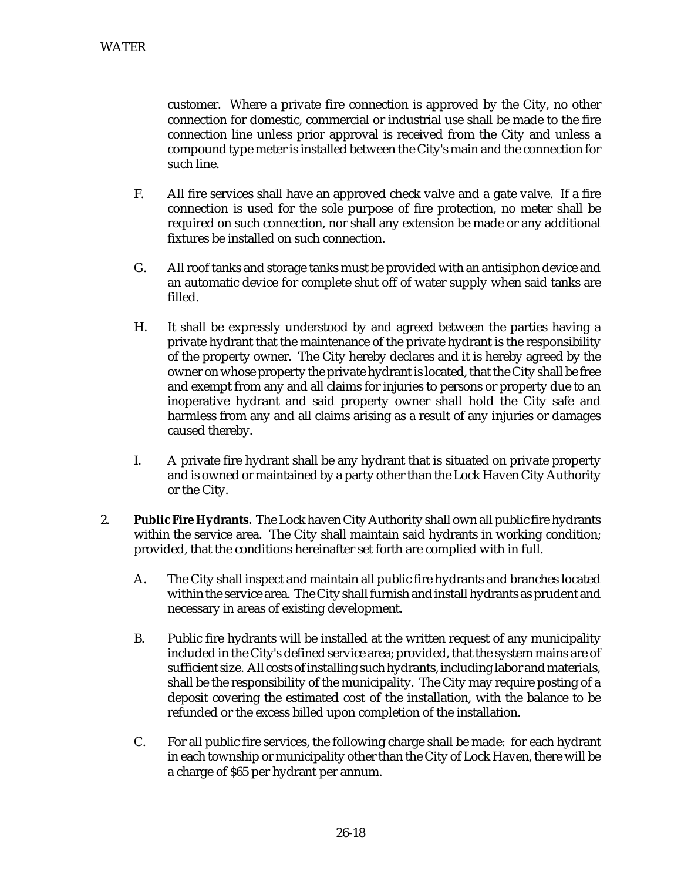customer. Where a private fire connection is approved by the City, no other connection for domestic, commercial or industrial use shall be made to the fire connection line unless prior approval is received from the City and unless a compound type meter is installed between the City's main and the connection for such line.

F. All fire services shall have an approved check valve and a gate valve. If a fire connection is used for the sole purpose of fire protection, no meter shall be required on such connection, nor shall any extension be made or any additional fixtures be installed on such connection.

G. All roof tanks and storage tanks must be provided with an antisiphon device and an automatic device for complete shut off of water supply when said tanks are filled.

H. It shall be expressly understood by and agreed between the parties having a private hydrant that the maintenance of the private hydrant is the responsibility of the property owner. The City hereby declares and it is hereby agreed by the owner on whose property the private hydrant is located, that the City shall be free and exempt from any and all claims for injuries to persons or property due to an inoperative hydrant and said property owner shall hold the City safe and harmless from any and all claims arising as a result of any injuries or damages caused thereby.

I. A private fire hydrant shall be any hydrant that is situated on private property and is owned or maintained by a party other than the Lock Haven City Authority or the City.

2. **Public Fire Hydrants.** The Lock haven City Authority shall own all public fire hydrants within the service area. The City shall maintain said hydrants in working condition; provided, that the conditions hereinafter set forth are complied with in full.

A. The City shall inspect and maintain all public fire hydrants and branches located within the service area. The City shall furnish and install hydrants as prudent and necessary in areas of existing development.

B. Public fire hydrants will be installed at the written request of any municipality included in the City's defined service area; provided, that the system mains are of sufficient size. All costs of installing such hydrants, including labor and materials, shall be the responsibility of the municipality. The City may require posting of a deposit covering the estimated cost of the installation, with the balance to be refunded or the excess billed upon completion of the installation.

C. For all public fire services, the following charge shall be made: for each hydrant in each township or municipality other than the City of Lock Haven, there will be a charge of $65 per hydrant per annum.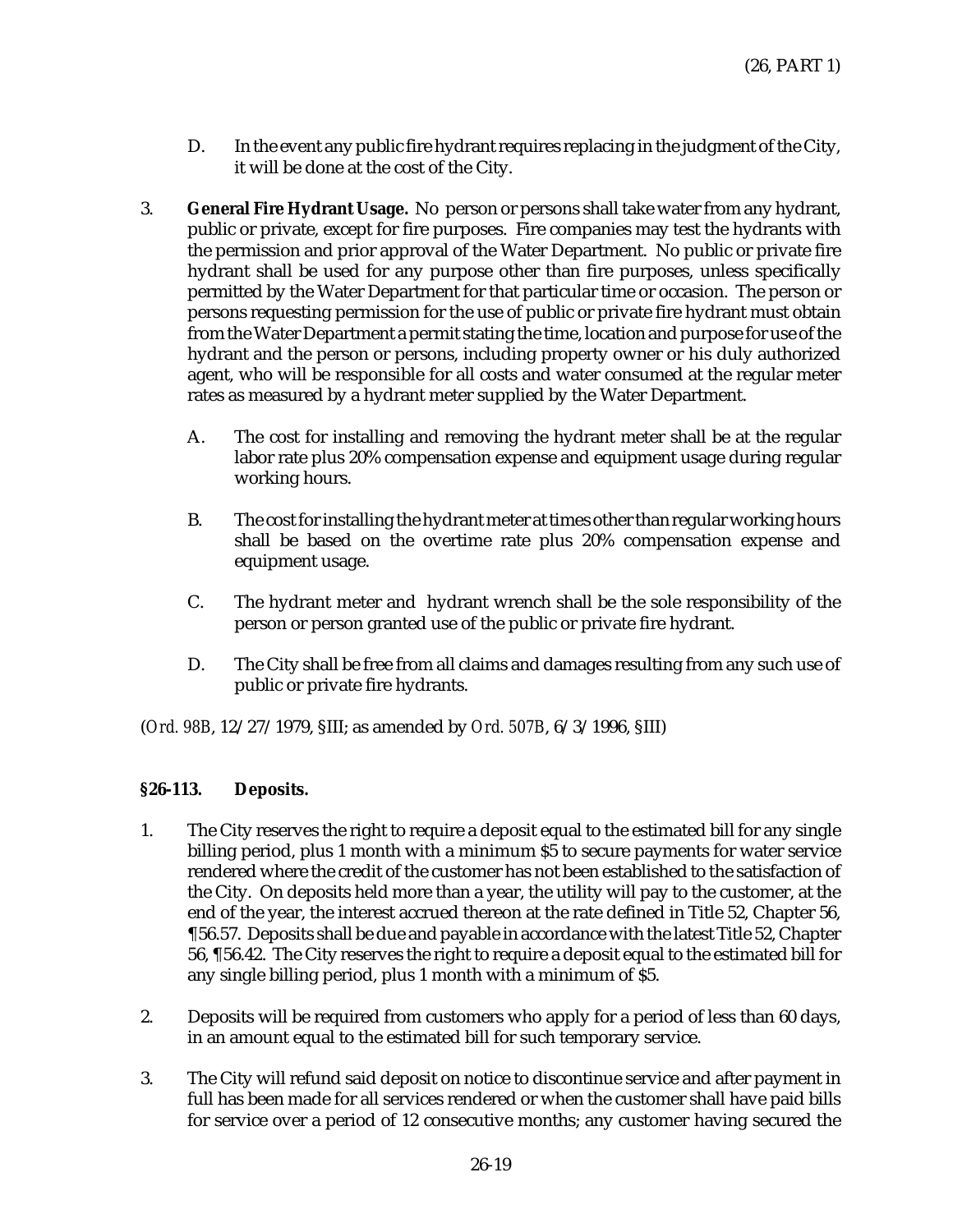D. In the event any public fire hydrant requires replacing in the judgment of the City, it will be done at the cost of the City.

3. **General Fire Hydrant Usage.** No person or persons shall take water from any hydrant, public or private, except for fire purposes. Fire companies may test the hydrants with the permission and prior approval of the Water Department. No public or private fire hydrant shall be used for any purpose other than fire purposes, unless specifically permitted by the Water Department for that particular time or occasion. The person or persons requesting permission for the use of public or private fire hydrant must obtain from the Water Department a permit stating the time, location and purpose for use of the hydrant and the person or persons, including property owner or his duly authorized agent, who will be responsible for all costs and water consumed at the regular meter rates as measured by a hydrant meter supplied by the Water Department.

   A. The cost for installing and removing the hydrant meter shall be at the regular labor rate plus 20% compensation expense and equipment usage during regular working hours.

   B. The cost for installing the hydrant meter at times other than regular working hours shall be based on the overtime rate plus 20% compensation expense and equipment usage.

   C. The hydrant meter and hydrant wrench shall be the sole responsibility of the person or person granted use of the public or private fire hydrant.

   D. The City shall be free from all claims and damages resulting from any such use of public or private fire hydrants.

(*Ord. 98B*, 12/27/1979, §III; as amended by *Ord. 507B*, 6/3/1996, §III)

### §26-113. Deposits.

1. The City reserves the right to require a deposit equal to the estimated bill for any single billing period, plus 1 month with a minimum $5 to secure payments for water service rendered where the credit of the customer has not been established to the satisfaction of the City. On deposits held more than a year, the utility will pay to the customer, at the end of the year, the interest accrued thereon at the rate defined in Title 52, Chapter 56, ¶56.57. Deposits shall be due and payable in accordance with the latest Title 52, Chapter 56, ¶56.42. The City reserves the right to require a deposit equal to the estimated bill for any single billing period, plus 1 month with a minimum of $5.

2. Deposits will be required from customers who apply for a period of less than 60 days, in an amount equal to the estimated bill for such temporary service.

3. The City will refund said deposit on notice to discontinue service and after payment in full has been made for all services rendered or when the customer shall have paid bills for service over a period of 12 consecutive months; any customer having secured the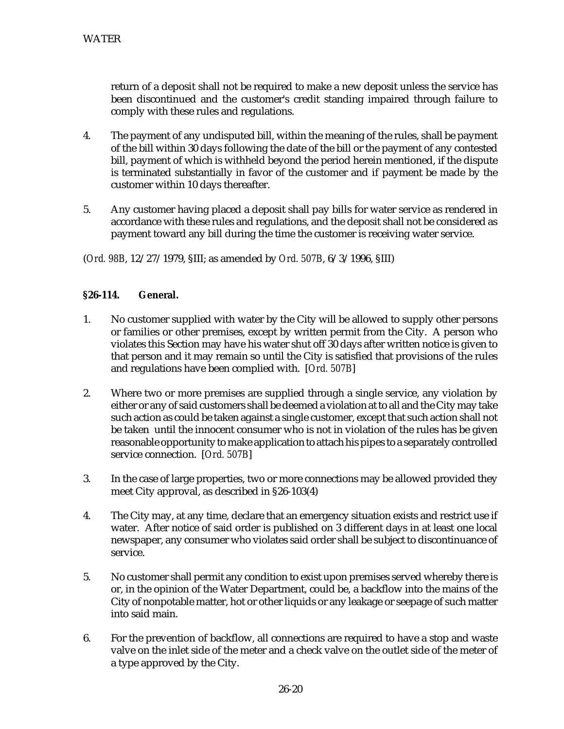return of a deposit shall not be required to make a new deposit unless the service has been discontinued and the customer's credit standing impaired through failure to comply with these rules and regulations.

4. The payment of any undisputed bill, within the meaning of the rules, shall be payment of the bill within 30 days following the date of the bill or the payment of any contested bill, payment of which is withheld beyond the period herein mentioned, if the dispute is terminated substantially in favor of the customer and if payment be made by the customer within 10 days thereafter.

5. Any customer having placed a deposit shall pay bills for water service as rendered in accordance with these rules and regulations, and the deposit shall not be considered as payment toward any bill during the time the customer is receiving water service.

(*Ord. 98B*, 12/27/1979, §III; as amended by *Ord. 507B*, 6/3/1996, §III)

**§26-114. General.**

1. No customer supplied with water by the City will be allowed to supply other persons or families or other premises, except by written permit from the City. A person who violates this Section may have his water shut off 30 days after written notice is given to that person and it may remain so until the City is satisfied that provisions of the rules and regulations have been complied with. [*Ord. 507B*]

2. Where two or more premises are supplied through a single service, any violation by either or any of said customers shall be deemed a violation at to all and the City may take such action as could be taken against a single customer, except that such action shall not be taken until the innocent consumer who is not in violation of the rules has be given reasonable opportunity to make application to attach his pipes to a separately controlled service connection. [*Ord. 507B*]

3. In the case of large properties, two or more connections may be allowed provided they meet City approval, as described in §26-103(4)

4. The City may, at any time, declare that an emergency situation exists and restrict use if water. After notice of said order is published on 3 different days in at least one local newspaper, any consumer who violates said order shall be subject to discontinuance of service.

5. No customer shall permit any condition to exist upon premises served whereby there is or, in the opinion of the Water Department, could be, a backflow into the mains of the City of nonpotable matter, hot or other liquids or any leakage or seepage of such matter into said main.

6. For the prevention of backflow, all connections are required to have a stop and waste valve on the inlet side of the meter and a check valve on the outlet side of the meter of a type approved by the City.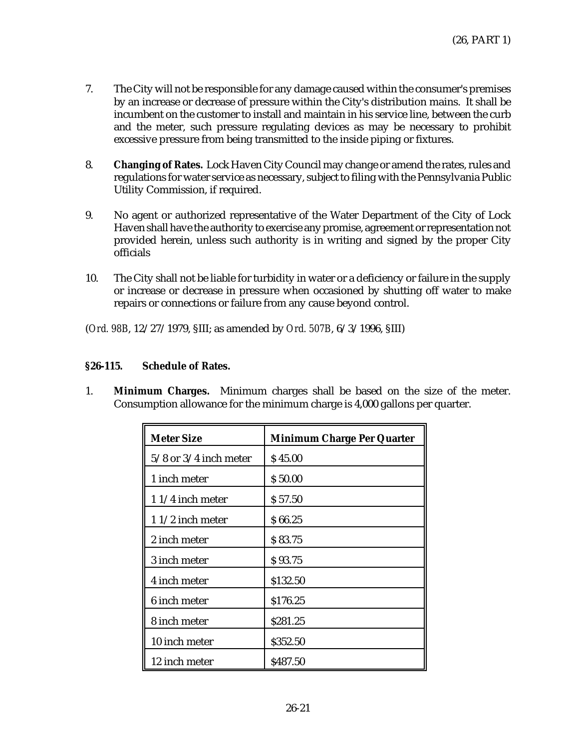7. The City will not be responsible for any damage caused within the consumer's premises by an increase or decrease of pressure within the City's distribution mains. It shall be incumbent on the customer to install and maintain in his service line, between the curb and the meter, such pressure regulating devices as may be necessary to prohibit excessive pressure from being transmitted to the inside piping or fixtures.

8. **Changing of Rates.** Lock Haven City Council may change or amend the rates, rules and regulations for water service as necessary, subject to filing with the Pennsylvania Public Utility Commission, if required.

9. No agent or authorized representative of the Water Department of the City of Lock Haven shall have the authority to exercise any promise, agreement or representation not provided herein, unless such authority is in writing and signed by the proper City officials

10. The City shall not be liable for turbidity in water or a deficiency or failure in the supply or increase or decrease in pressure when occasioned by shutting off water to make repairs or connections or failure from any cause beyond control.

(*Ord. 98B*, 12/27/1979, §III; as amended by *Ord. 507B*, 6/3/1996, §III)

### §26-115. Schedule of Rates.

1. **Minimum Charges.** Minimum charges shall be based on the size of the meter. Consumption allowance for the minimum charge is 4,000 gallons per quarter.

| Meter Size | Minimum Charge Per Quarter |
|---|---|
| 5/8 or 3/4 inch meter | $ 45.00 |
| 1 inch meter | $ 50.00 |
| 1 1/4 inch meter | $ 57.50 |
| 1 1/2 inch meter | $ 66.25 |
| 2 inch meter | $ 83.75 |
| 3 inch meter | $ 93.75 |
| 4 inch meter | $132.50 |
| 6 inch meter | $176.25 |
| 8 inch meter | $281.25 |
| 10 inch meter | $352.50 |
| 12 inch meter | $487.50 |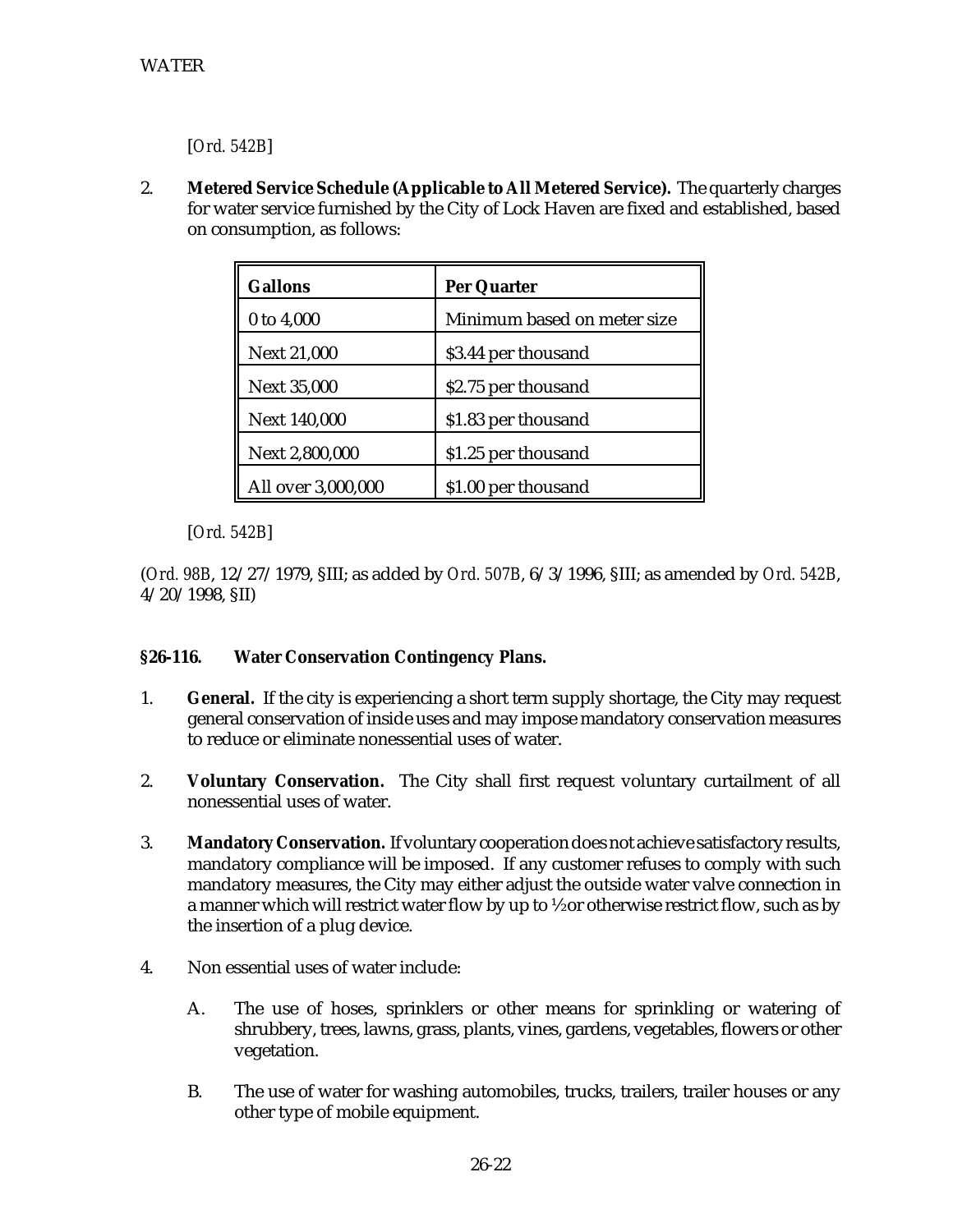[*Ord. 542B*]

2. **Metered Service Schedule (Applicable to All Metered Service).** The quarterly charges for water service furnished by the City of Lock Haven are fixed and established, based on consumption, as follows:

| Gallons | Per Quarter |
|---|---|
| 0 to 4,000 | Minimum based on meter size |
| Next 21,000 | $3.44 per thousand |
| Next 35,000 | $2.75 per thousand |
| Next 140,000 | $1.83 per thousand |
| Next 2,800,000 | $1.25 per thousand |
| All over 3,000,000 | $1.00 per thousand |

[*Ord. 542B*]

(*Ord. 98B*, 12/27/1979, §III; as added by *Ord. 507B*, 6/3/1996, §III; as amended by *Ord. 542B*, 4/20/1998, §II)

### §26-116. Water Conservation Contingency Plans.

1. **General.** If the city is experiencing a short term supply shortage, the City may request general conservation of inside uses and may impose mandatory conservation measures to reduce or eliminate nonessential uses of water.

2. **Voluntary Conservation.** The City shall first request voluntary curtailment of all nonessential uses of water.

3. **Mandatory Conservation.** If voluntary cooperation does not achieve satisfactory results, mandatory compliance will be imposed. If any customer refuses to comply with such mandatory measures, the City may either adjust the outside water valve connection in a manner which will restrict water flow by up to ½or otherwise restrict flow, such as by the insertion of a plug device.

4. Non essential uses of water include:

   A. The use of hoses, sprinklers or other means for sprinkling or watering of shrubbery, trees, lawns, grass, plants, vines, gardens, vegetables, flowers or other vegetation.

   B. The use of water for washing automobiles, trucks, trailers, trailer houses or any other type of mobile equipment.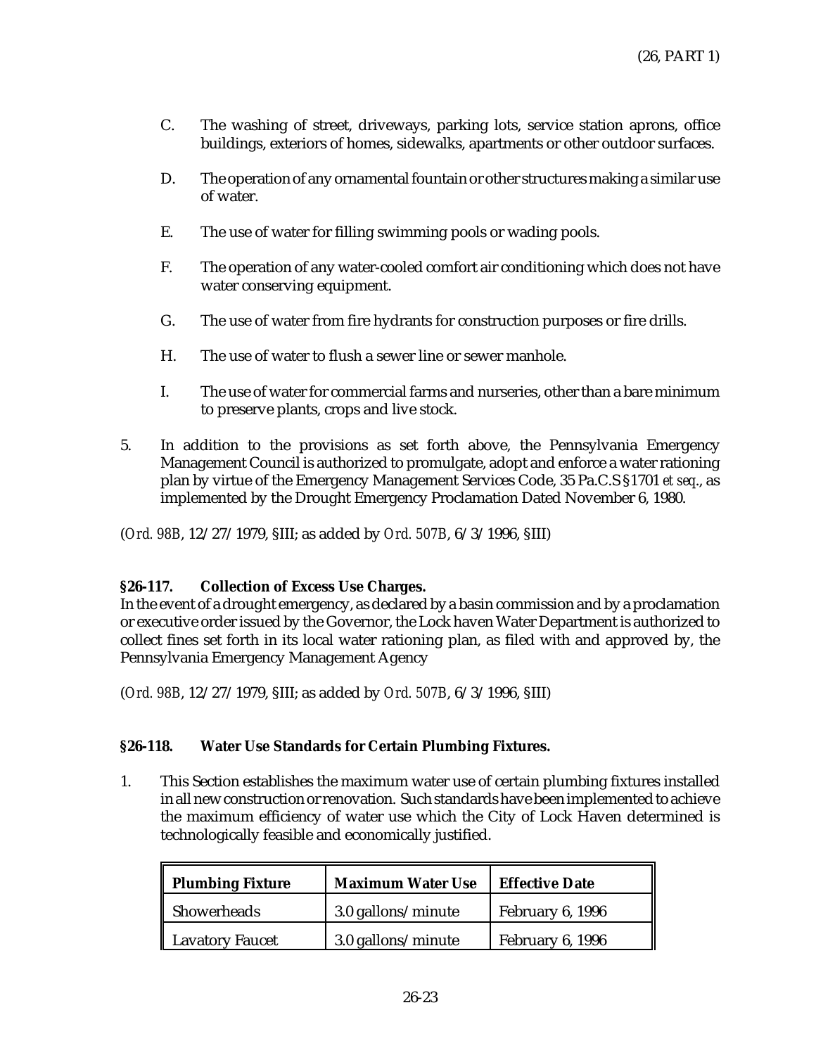C. The washing of street, driveways, parking lots, service station aprons, office buildings, exteriors of homes, sidewalks, apartments or other outdoor surfaces.

D. The operation of any ornamental fountain or other structures making a similar use of water.

E. The use of water for filling swimming pools or wading pools.

F. The operation of any water-cooled comfort air conditioning which does not have water conserving equipment.

G. The use of water from fire hydrants for construction purposes or fire drills.

H. The use of water to flush a sewer line or sewer manhole.

I. The use of water for commercial farms and nurseries, other than a bare minimum to preserve plants, crops and live stock.

5. In addition to the provisions as set forth above, the Pennsylvania Emergency Management Council is authorized to promulgate, adopt and enforce a water rationing plan by virtue of the Emergency Management Services Code, 35 Pa.C.S §1701 *et seq*., as implemented by the Drought Emergency Proclamation Dated November 6, 1980.

(*Ord. 98B*, 12/27/1979, §III; as added by *Ord. 507B*, 6/3/1996, §III)

**§26-117. Collection of Excess Use Charges.**

In the event of a drought emergency, as declared by a basin commission and by a proclamation or executive order issued by the Governor, the Lock haven Water Department is authorized to collect fines set forth in its local water rationing plan, as filed with and approved by, the Pennsylvania Emergency Management Agency

(*Ord. 98B*, 12/27/1979, §III; as added by *Ord. 507B*, 6/3/1996, §III)

**§26-118. Water Use Standards for Certain Plumbing Fixtures.**

1. This Section establishes the maximum water use of certain plumbing fixtures installed in all new construction or renovation. Such standards have been implemented to achieve the maximum efficiency of water use which the City of Lock Haven determined is technologically feasible and economically justified.

| Plumbing Fixture | Maximum Water Use | Effective Date |
|---|---|---|
| Showerheads | 3.0 gallons/minute | February 6, 1996 |
| Lavatory Faucet | 3.0 gallons/minute | February 6, 1996 |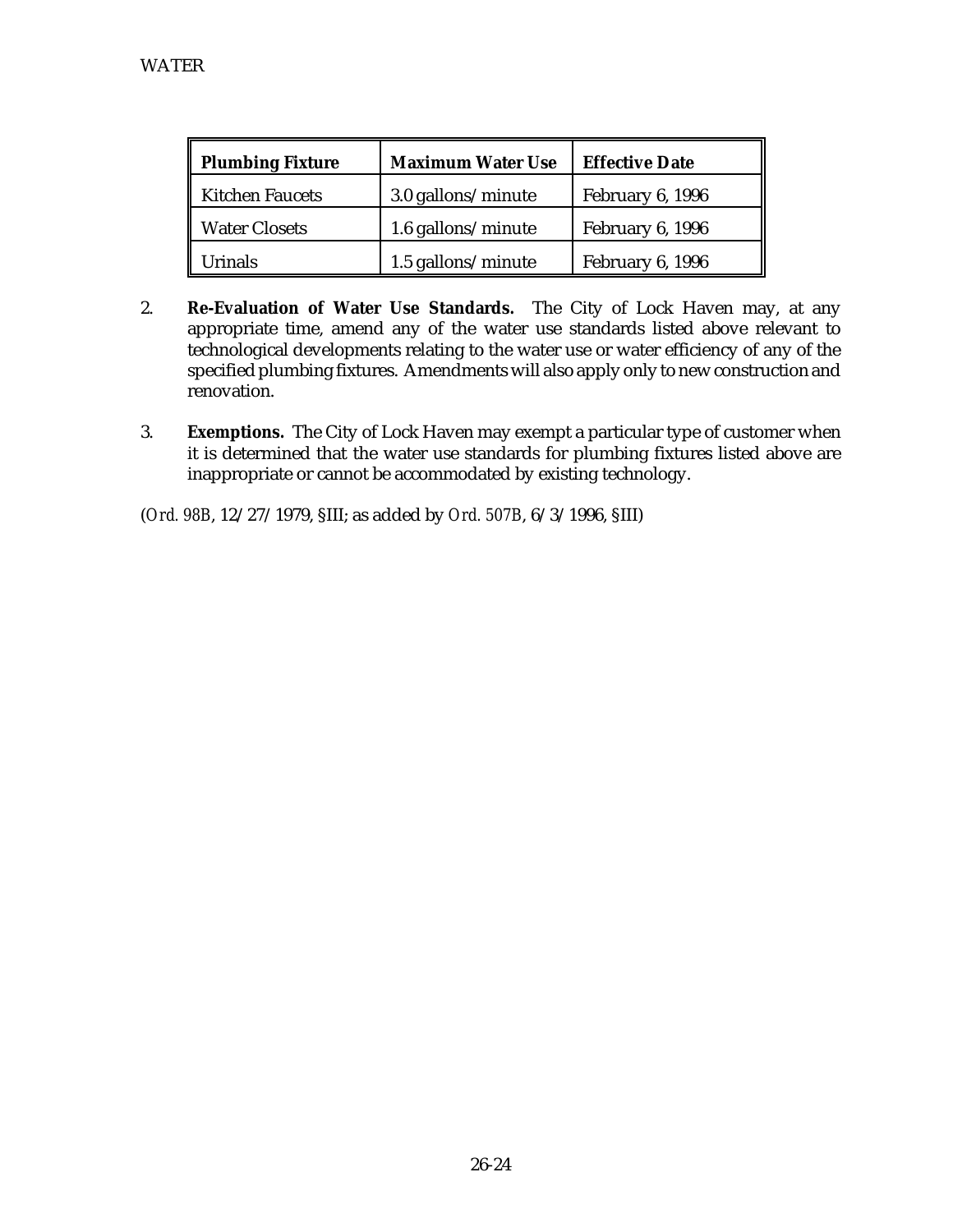| Plumbing Fixture | Maximum Water Use | Effective Date |
|---|---|---|
| Kitchen Faucets | 3.0 gallons/minute | February 6, 1996 |
| Water Closets | 1.6 gallons/minute | February 6, 1996 |
| Urinals | 1.5 gallons/minute | February 6, 1996 |

2. **Re-Evaluation of Water Use Standards.** The City of Lock Haven may, at any appropriate time, amend any of the water use standards listed above relevant to technological developments relating to the water use or water efficiency of any of the specified plumbing fixtures. Amendments will also apply only to new construction and renovation.

3. **Exemptions.** The City of Lock Haven may exempt a particular type of customer when it is determined that the water use standards for plumbing fixtures listed above are inappropriate or cannot be accommodated by existing technology.

(*Ord. 98B*, 12/27/1979, §III; as added by *Ord. 507B*, 6/3/1996, §III)